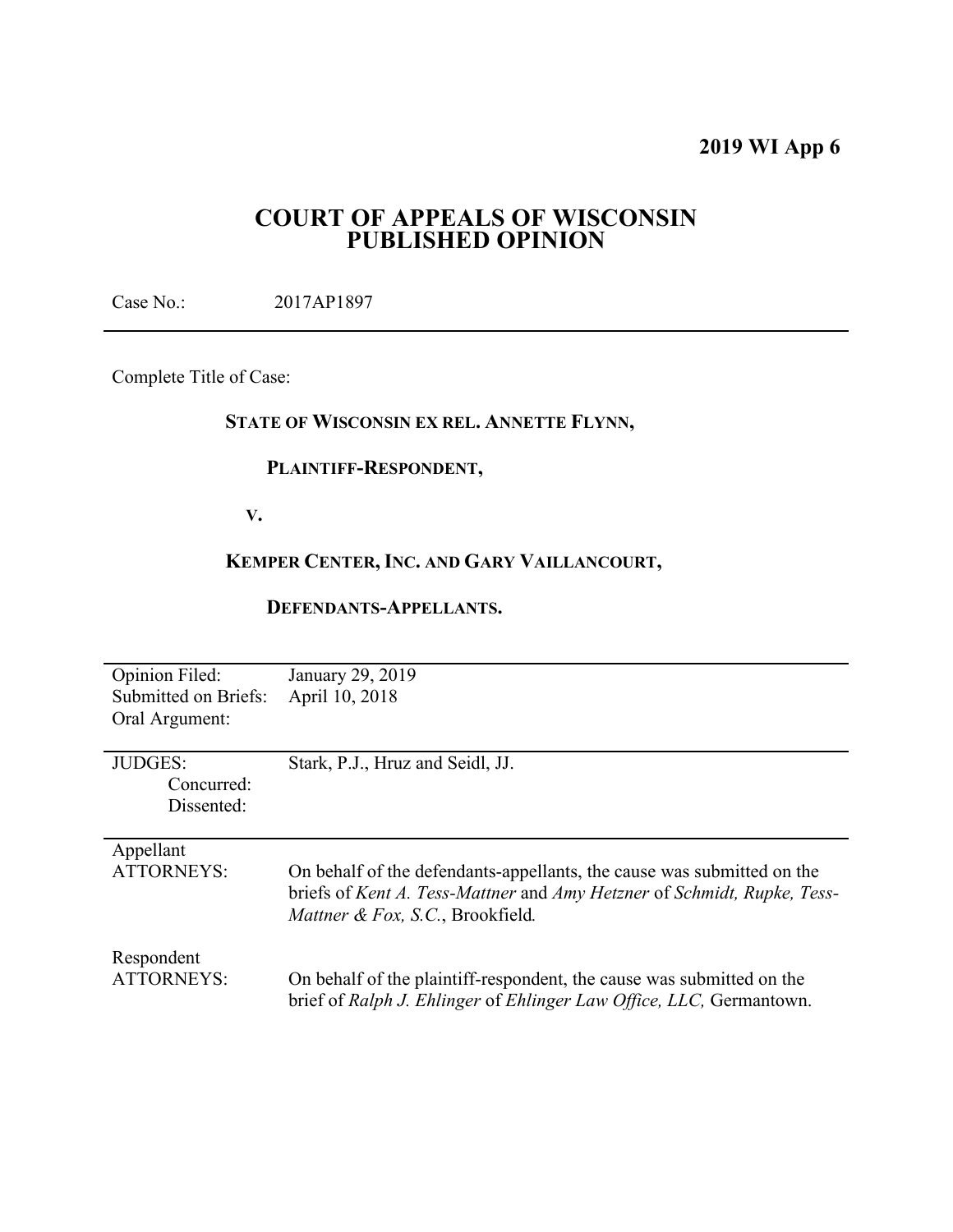**2019 WI App 6**

# COURT OF APPEALS OF WISCONSIN
# PUBLISHED OPINION

Case No.: 2017AP1897

---

Complete Title of Case:

**STATE OF WISCONSIN EX REL. ANNETTE FLYNN,**

**PLAINTIFF-RESPONDENT,**

**V.**

**KEMPER CENTER, INC. AND GARY VAILLANCOURT,**

**DEFENDANTS-APPELLANTS.**

---

| | |
|---|---|
| Opinion Filed: | January 29, 2019 |
| Submitted on Briefs: | April 10, 2018 |
| Oral Argument: | |

---

| | |
|---|---|
| JUDGES: | Stark, P.J., Hruz and Seidl, JJ. |
| Concurred: | |
| Dissented: | |

---

| | |
|---|---|
| Appellant ATTORNEYS: | On behalf of the defendants-appellants, the cause was submitted on the briefs of *Kent A. Tess-Mattner* and *Amy Hetzner* of *Schmidt, Rupke, Tess-Mattner & Fox, S.C.*, Brookfield. |
| Respondent ATTORNEYS: | On behalf of the plaintiff-respondent, the cause was submitted on the brief of *Ralph J. Ehlinger* of *Ehlinger Law Office, LLC,* Germantown. |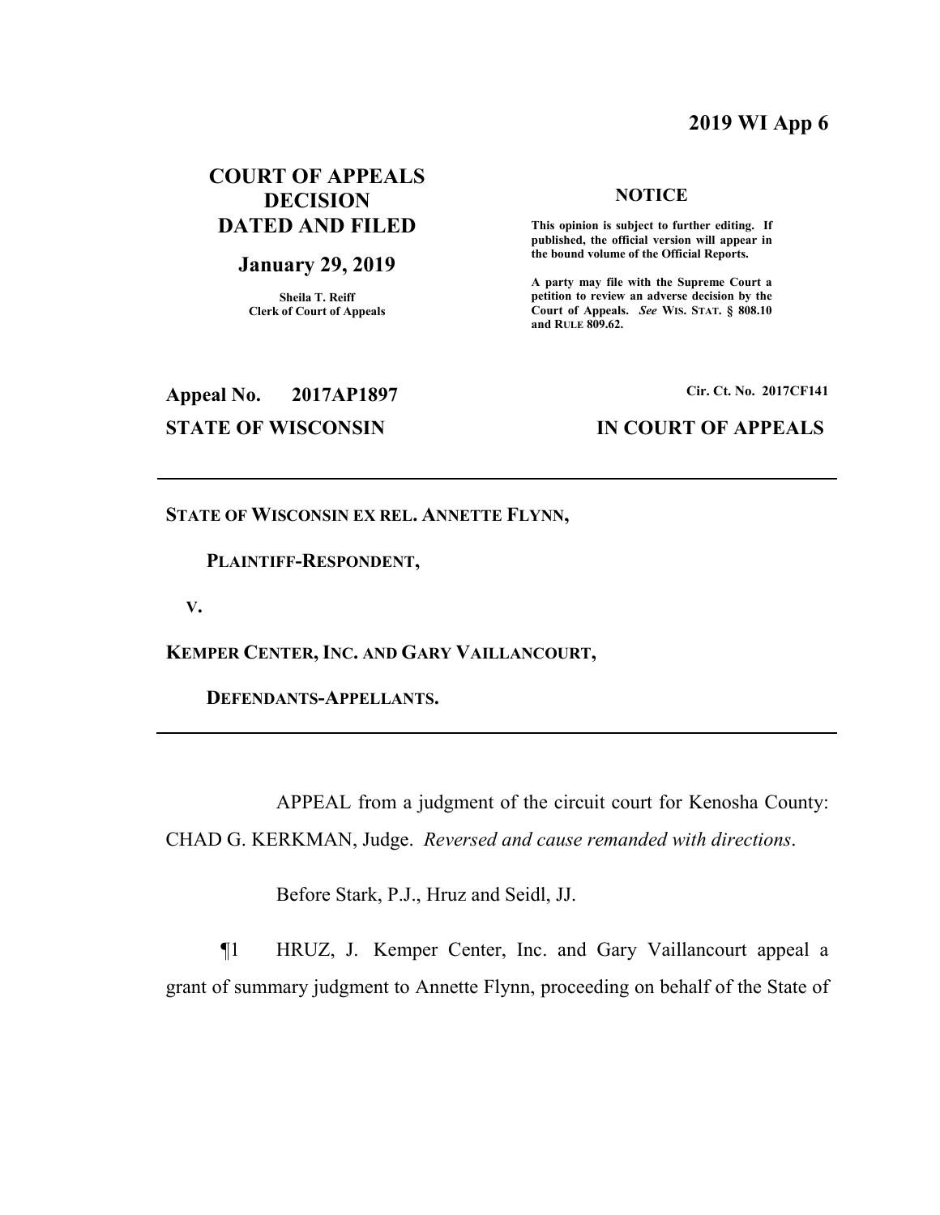**2019 WI App 6**

**COURT OF APPEALS DECISION DATED AND FILED**

**January 29, 2019**

Sheila T. Reiff
Clerk of Court of Appeals

**NOTICE**

**This opinion is subject to further editing. If published, the official version will appear in the bound volume of the Official Reports.**

**A party may file with the Supreme Court a petition to review an adverse decision by the Court of Appeals. *See* WIS. STAT. § 808.10 and RULE 809.62.**

**Appeal No. 2017AP1897**

**Cir. Ct. No. 2017CF141**

**STATE OF WISCONSIN**

**IN COURT OF APPEALS**

---

**STATE OF WISCONSIN EX REL. ANNETTE FLYNN,**

**PLAINTIFF-RESPONDENT,**

**V.**

**KEMPER CENTER, INC. AND GARY VAILLANCOURT,**

**DEFENDANTS-APPELLANTS.**

---

APPEAL from a judgment of the circuit court for Kenosha County: CHAD G. KERKMAN, Judge. *Reversed and cause remanded with directions*.

Before Stark, P.J., Hruz and Seidl, JJ.

¶1 HRUZ, J. Kemper Center, Inc. and Gary Vaillancourt appeal a grant of summary judgment to Annette Flynn, proceeding on behalf of the State of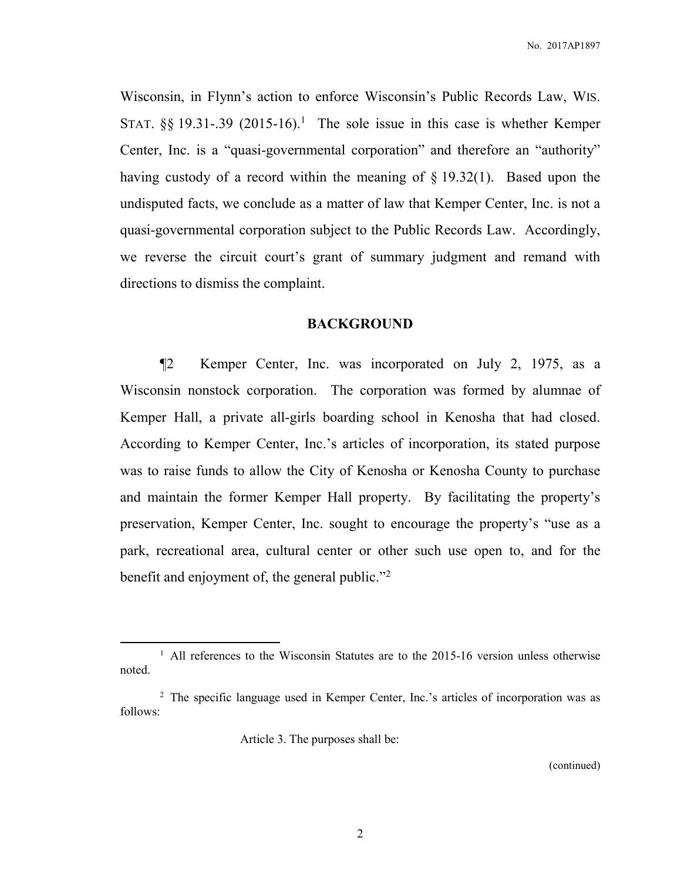Wisconsin, in Flynn's action to enforce Wisconsin's Public Records Law, WIS. STAT. §§ 19.31-.39 (2015-16).[1] The sole issue in this case is whether Kemper Center, Inc. is a "quasi-governmental corporation" and therefore an "authority" having custody of a record within the meaning of § 19.32(1). Based upon the undisputed facts, we conclude as a matter of law that Kemper Center, Inc. is not a quasi-governmental corporation subject to the Public Records Law. Accordingly, we reverse the circuit court's grant of summary judgment and remand with directions to dismiss the complaint.

## BACKGROUND

¶2 Kemper Center, Inc. was incorporated on July 2, 1975, as a Wisconsin nonstock corporation. The corporation was formed by alumnae of Kemper Hall, a private all-girls boarding school in Kenosha that had closed. According to Kemper Center, Inc.'s articles of incorporation, its stated purpose was to raise funds to allow the City of Kenosha or Kenosha County to purchase and maintain the former Kemper Hall property. By facilitating the property's preservation, Kemper Center, Inc. sought to encourage the property's "use as a park, recreational area, cultural center or other such use open to, and for the benefit and enjoyment of, the general public."[2]

---

[1] All references to the Wisconsin Statutes are to the 2015-16 version unless otherwise noted.

[2] The specific language used in Kemper Center, Inc.'s articles of incorporation was as follows:

> Article 3. The purposes shall be:

(continued)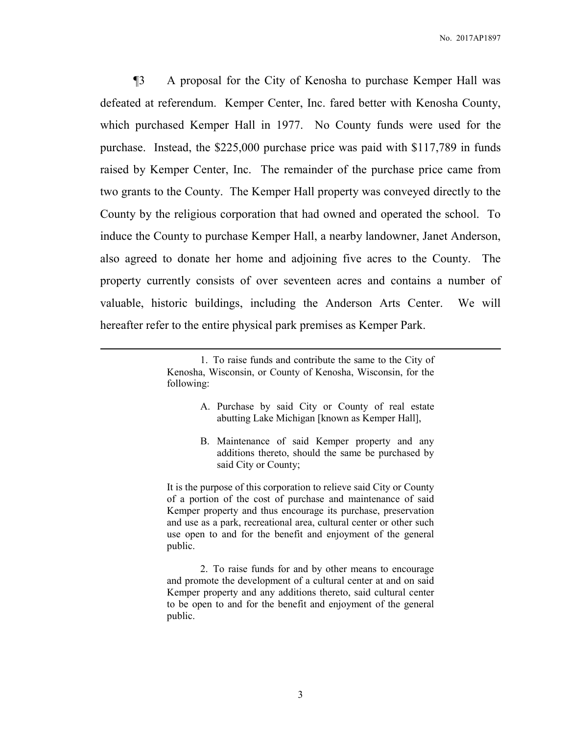¶3 A proposal for the City of Kenosha to purchase Kemper Hall was defeated at referendum. Kemper Center, Inc. fared better with Kenosha County, which purchased Kemper Hall in 1977. No County funds were used for the purchase. Instead, the $225,000 purchase price was paid with $117,789 in funds raised by Kemper Center, Inc. The remainder of the purchase price came from two grants to the County. The Kemper Hall property was conveyed directly to the County by the religious corporation that had owned and operated the school. To induce the County to purchase Kemper Hall, a nearby landowner, Janet Anderson, also agreed to donate her home and adjoining five acres to the County. The property currently consists of over seventeen acres and contains a number of valuable, historic buildings, including the Anderson Arts Center. We will hereafter refer to the entire physical park premises as Kemper Park.

---

> 1. To raise funds and contribute the same to the City of Kenosha, Wisconsin, or County of Kenosha, Wisconsin, for the following:
>
> A. Purchase by said City or County of real estate abutting Lake Michigan [known as Kemper Hall],
>
> B. Maintenance of said Kemper property and any additions thereto, should the same be purchased by said City or County;
>
> It is the purpose of this corporation to relieve said City or County of a portion of the cost of purchase and maintenance of said Kemper property and thus encourage its purchase, preservation and use as a park, recreational area, cultural center or other such use open to and for the benefit and enjoyment of the general public.
>
> 2. To raise funds for and by other means to encourage and promote the development of a cultural center at and on said Kemper property and any additions thereto, said cultural center to be open to and for the benefit and enjoyment of the general public.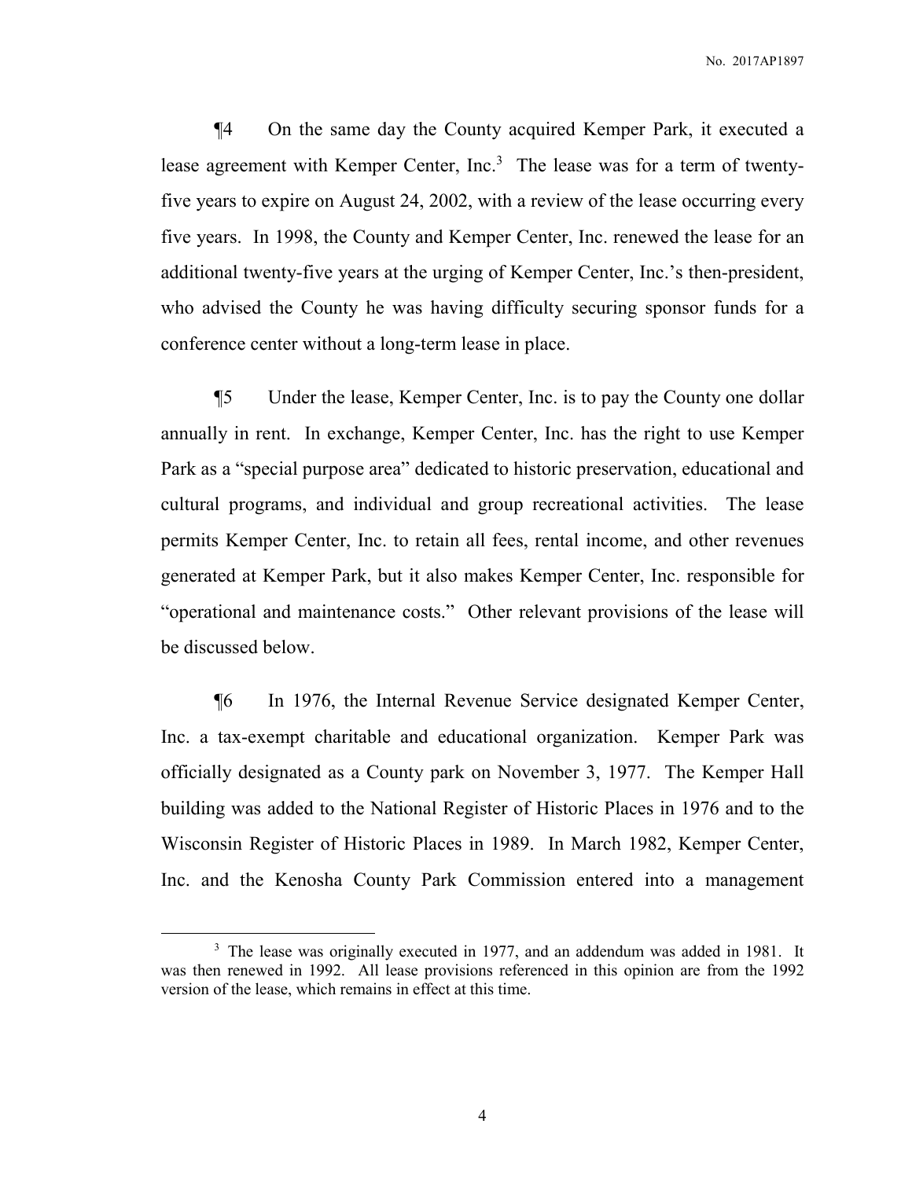¶4 On the same day the County acquired Kemper Park, it executed a lease agreement with Kemper Center, Inc.[3] The lease was for a term of twenty-five years to expire on August 24, 2002, with a review of the lease occurring every five years. In 1998, the County and Kemper Center, Inc. renewed the lease for an additional twenty-five years at the urging of Kemper Center, Inc.'s then-president, who advised the County he was having difficulty securing sponsor funds for a conference center without a long-term lease in place.

¶5 Under the lease, Kemper Center, Inc. is to pay the County one dollar annually in rent. In exchange, Kemper Center, Inc. has the right to use Kemper Park as a "special purpose area" dedicated to historic preservation, educational and cultural programs, and individual and group recreational activities. The lease permits Kemper Center, Inc. to retain all fees, rental income, and other revenues generated at Kemper Park, but it also makes Kemper Center, Inc. responsible for "operational and maintenance costs." Other relevant provisions of the lease will be discussed below.

¶6 In 1976, the Internal Revenue Service designated Kemper Center, Inc. a tax-exempt charitable and educational organization. Kemper Park was officially designated as a County park on November 3, 1977. The Kemper Hall building was added to the National Register of Historic Places in 1976 and to the Wisconsin Register of Historic Places in 1989. In March 1982, Kemper Center, Inc. and the Kenosha County Park Commission entered into a management

[3] The lease was originally executed in 1977, and an addendum was added in 1981. It was then renewed in 1992. All lease provisions referenced in this opinion are from the 1992 version of the lease, which remains in effect at this time.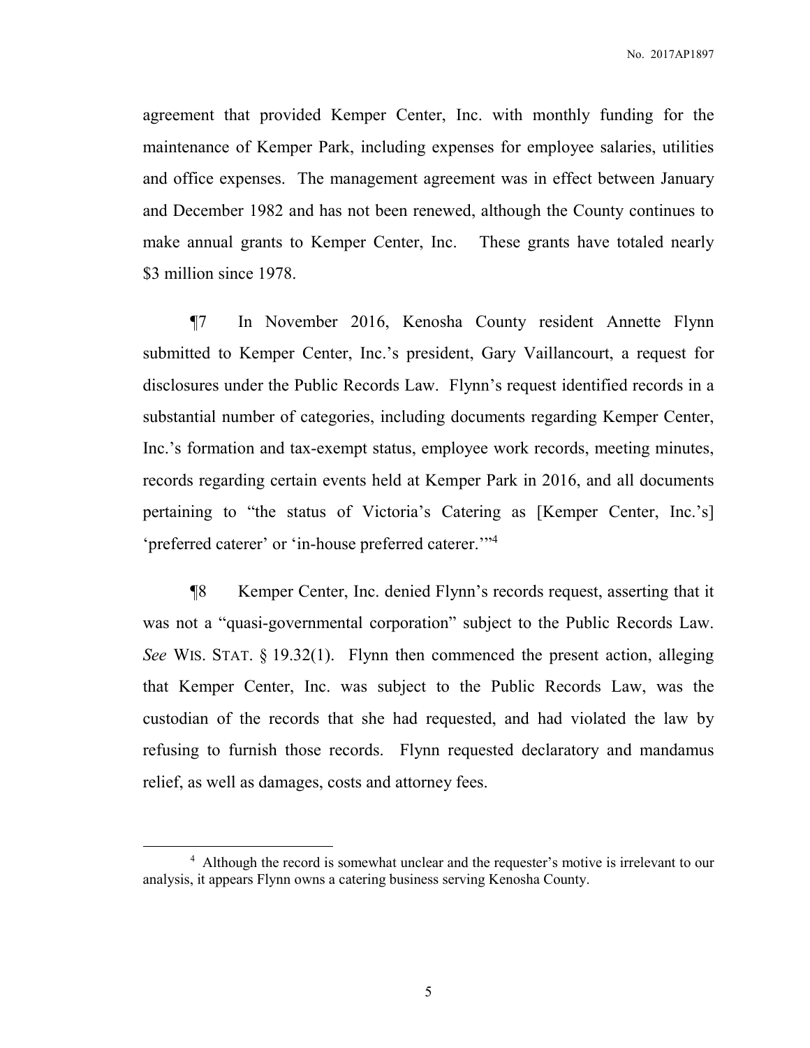agreement that provided Kemper Center, Inc. with monthly funding for the maintenance of Kemper Park, including expenses for employee salaries, utilities and office expenses. The management agreement was in effect between January and December 1982 and has not been renewed, although the County continues to make annual grants to Kemper Center, Inc. These grants have totaled nearly $3 million since 1978.

¶7 In November 2016, Kenosha County resident Annette Flynn submitted to Kemper Center, Inc.'s president, Gary Vaillancourt, a request for disclosures under the Public Records Law. Flynn's request identified records in a substantial number of categories, including documents regarding Kemper Center, Inc.'s formation and tax-exempt status, employee work records, meeting minutes, records regarding certain events held at Kemper Park in 2016, and all documents pertaining to "the status of Victoria's Catering as [Kemper Center, Inc.'s] 'preferred caterer' or 'in-house preferred caterer.'"[4]

¶8 Kemper Center, Inc. denied Flynn's records request, asserting that it was not a "quasi-governmental corporation" subject to the Public Records Law. *See* WIS. STAT. § 19.32(1). Flynn then commenced the present action, alleging that Kemper Center, Inc. was subject to the Public Records Law, was the custodian of the records that she had requested, and had violated the law by refusing to furnish those records. Flynn requested declaratory and mandamus relief, as well as damages, costs and attorney fees.

---

[4] Although the record is somewhat unclear and the requester's motive is irrelevant to our analysis, it appears Flynn owns a catering business serving Kenosha County.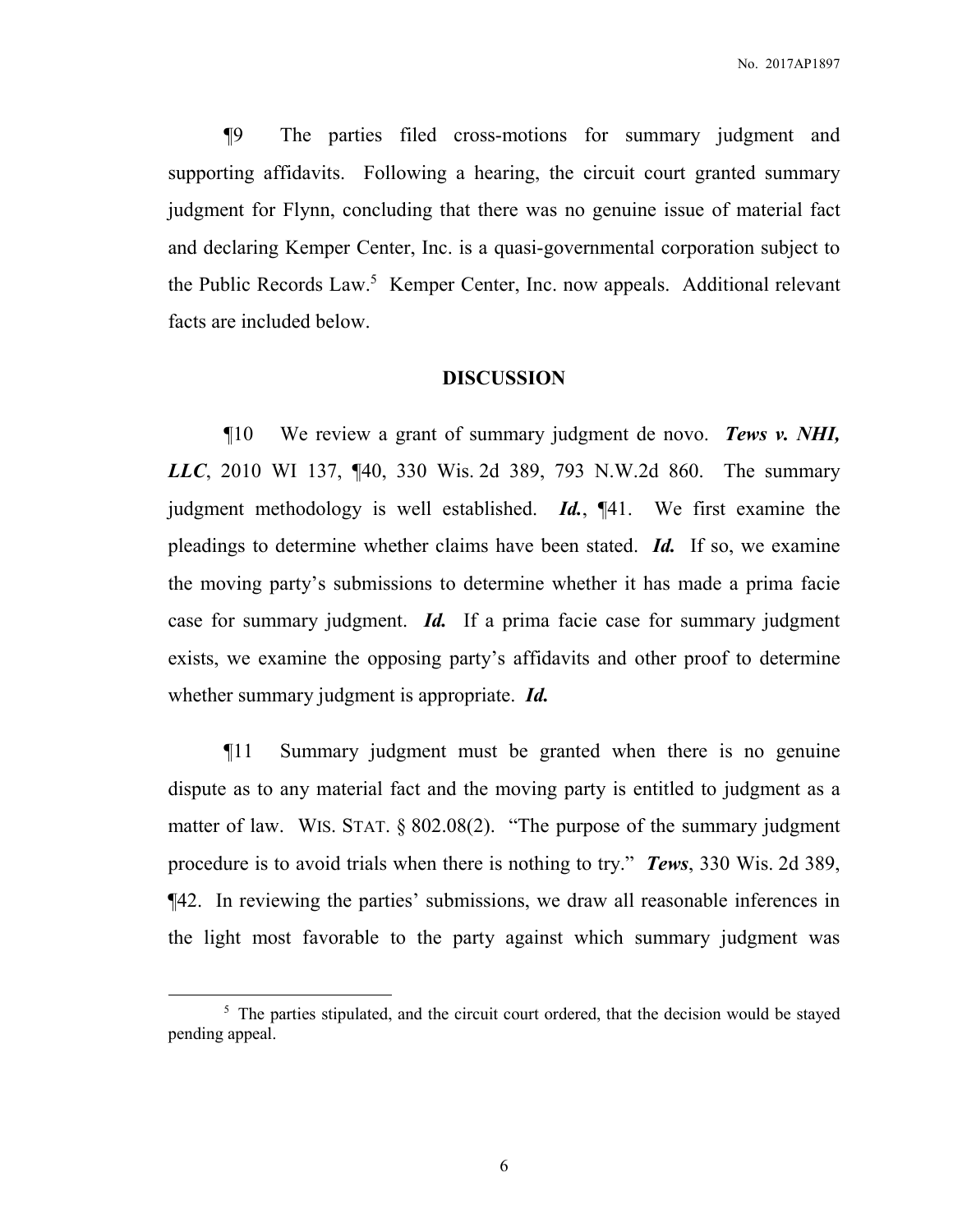¶9 The parties filed cross-motions for summary judgment and supporting affidavits. Following a hearing, the circuit court granted summary judgment for Flynn, concluding that there was no genuine issue of material fact and declaring Kemper Center, Inc. is a quasi-governmental corporation subject to the Public Records Law.[5] Kemper Center, Inc. now appeals. Additional relevant facts are included below.

## DISCUSSION

¶10 We review a grant of summary judgment de novo. ***Tews v. NHI, LLC***, 2010 WI 137, ¶40, 330 Wis. 2d 389, 793 N.W.2d 860. The summary judgment methodology is well established. ***Id.***, ¶41. We first examine the pleadings to determine whether claims have been stated. ***Id.*** If so, we examine the moving party's submissions to determine whether it has made a prima facie case for summary judgment. ***Id.*** If a prima facie case for summary judgment exists, we examine the opposing party's affidavits and other proof to determine whether summary judgment is appropriate. ***Id.***

¶11 Summary judgment must be granted when there is no genuine dispute as to any material fact and the moving party is entitled to judgment as a matter of law. WIS. STAT. § 802.08(2). "The purpose of the summary judgment procedure is to avoid trials when there is nothing to try." ***Tews***, 330 Wis. 2d 389, ¶42. In reviewing the parties' submissions, we draw all reasonable inferences in the light most favorable to the party against which summary judgment was

[5] The parties stipulated, and the circuit court ordered, that the decision would be stayed pending appeal.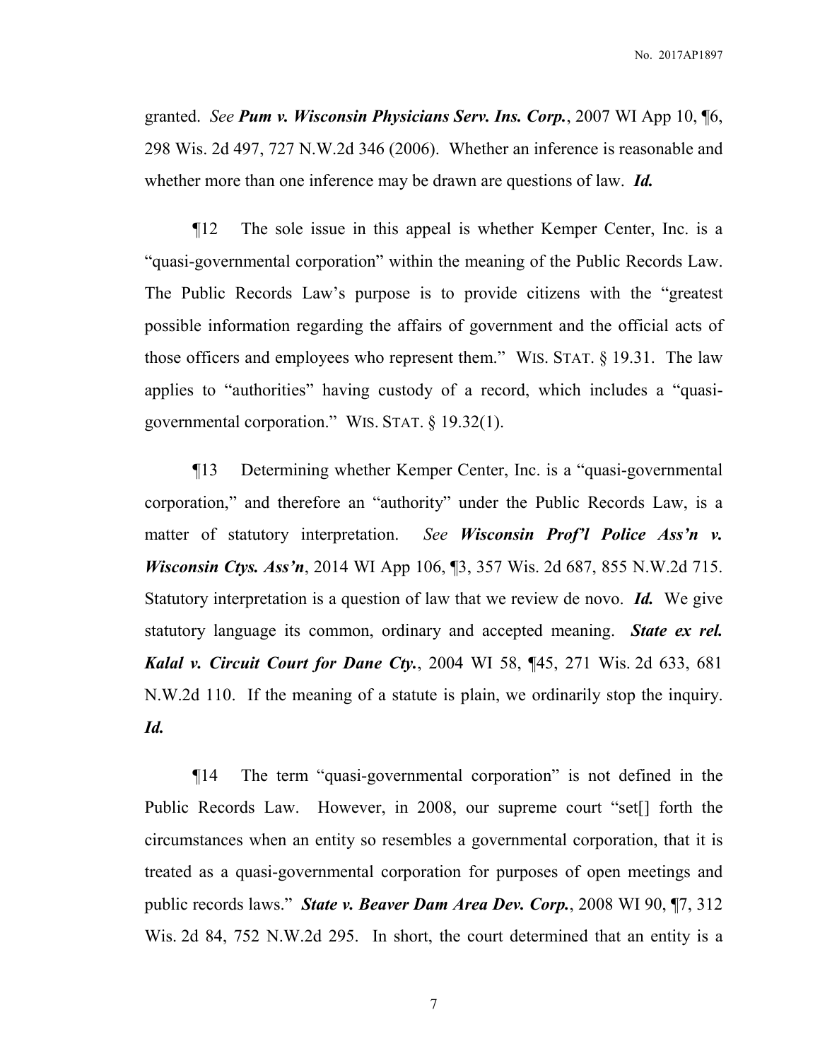granted. *See* ***Pum v. Wisconsin Physicians Serv. Ins. Corp.***, 2007 WI App 10, ¶6, 298 Wis. 2d 497, 727 N.W.2d 346 (2006). Whether an inference is reasonable and whether more than one inference may be drawn are questions of law. ***Id.***

¶12 The sole issue in this appeal is whether Kemper Center, Inc. is a "quasi-governmental corporation" within the meaning of the Public Records Law. The Public Records Law's purpose is to provide citizens with the "greatest possible information regarding the affairs of government and the official acts of those officers and employees who represent them." WIS. STAT. § 19.31. The law applies to "authorities" having custody of a record, which includes a "quasi-governmental corporation." WIS. STAT. § 19.32(1).

¶13 Determining whether Kemper Center, Inc. is a "quasi-governmental corporation," and therefore an "authority" under the Public Records Law, is a matter of statutory interpretation. *See* ***Wisconsin Prof'l Police Ass'n v. Wisconsin Ctys. Ass'n***, 2014 WI App 106, ¶3, 357 Wis. 2d 687, 855 N.W.2d 715. Statutory interpretation is a question of law that we review de novo. ***Id.*** We give statutory language its common, ordinary and accepted meaning. ***State ex rel. Kalal v. Circuit Court for Dane Cty.***, 2004 WI 58, ¶45, 271 Wis. 2d 633, 681 N.W.2d 110. If the meaning of a statute is plain, we ordinarily stop the inquiry. ***Id.***

¶14 The term "quasi-governmental corporation" is not defined in the Public Records Law. However, in 2008, our supreme court "set[] forth the circumstances when an entity so resembles a governmental corporation, that it is treated as a quasi-governmental corporation for purposes of open meetings and public records laws." ***State v. Beaver Dam Area Dev. Corp.***, 2008 WI 90, ¶7, 312 Wis. 2d 84, 752 N.W.2d 295. In short, the court determined that an entity is a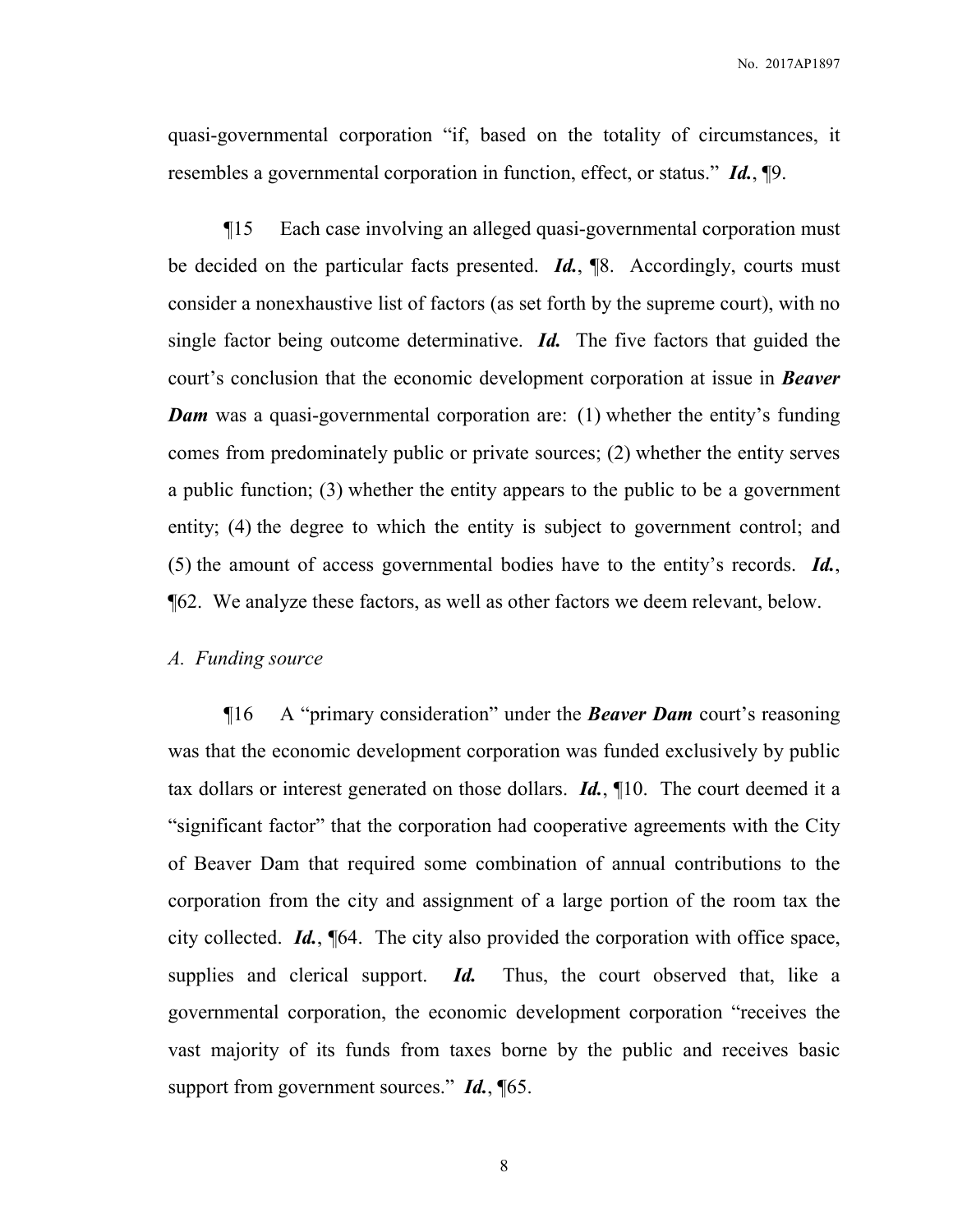quasi-governmental corporation "if, based on the totality of circumstances, it resembles a governmental corporation in function, effect, or status." ***Id.***, ¶9.

¶15 Each case involving an alleged quasi-governmental corporation must be decided on the particular facts presented. ***Id.***, ¶8. Accordingly, courts must consider a nonexhaustive list of factors (as set forth by the supreme court), with no single factor being outcome determinative. ***Id.*** The five factors that guided the court's conclusion that the economic development corporation at issue in ***Beaver Dam*** was a quasi-governmental corporation are: (1) whether the entity's funding comes from predominately public or private sources; (2) whether the entity serves a public function; (3) whether the entity appears to the public to be a government entity; (4) the degree to which the entity is subject to government control; and (5) the amount of access governmental bodies have to the entity's records. ***Id.***, ¶62. We analyze these factors, as well as other factors we deem relevant, below.

*A. Funding source*

¶16 A "primary consideration" under the ***Beaver Dam*** court's reasoning was that the economic development corporation was funded exclusively by public tax dollars or interest generated on those dollars. ***Id.***, ¶10. The court deemed it a "significant factor" that the corporation had cooperative agreements with the City of Beaver Dam that required some combination of annual contributions to the corporation from the city and assignment of a large portion of the room tax the city collected. ***Id.***, ¶64. The city also provided the corporation with office space, supplies and clerical support. ***Id.*** Thus, the court observed that, like a governmental corporation, the economic development corporation "receives the vast majority of its funds from taxes borne by the public and receives basic support from government sources." ***Id.***, ¶65.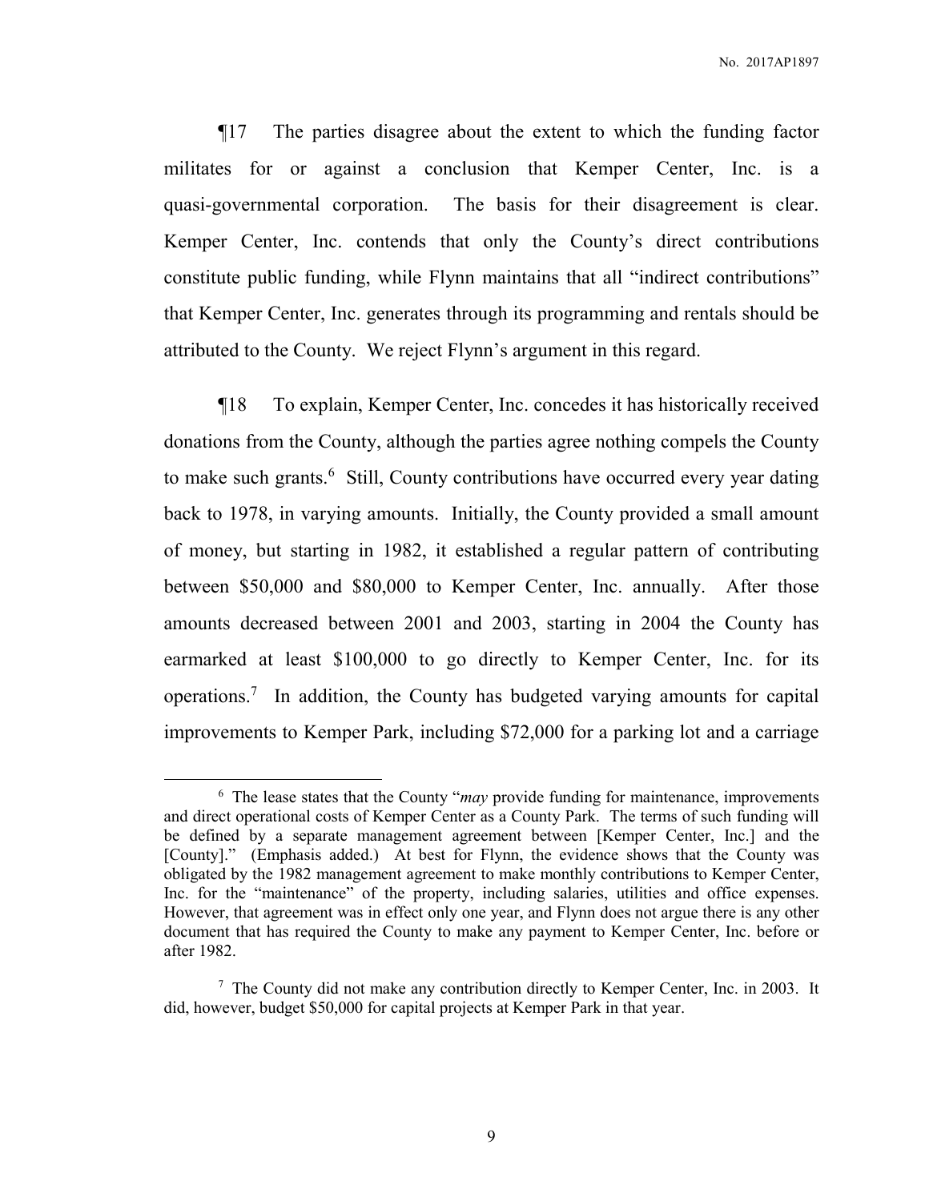¶17 The parties disagree about the extent to which the funding factor militates for or against a conclusion that Kemper Center, Inc. is a quasi-governmental corporation. The basis for their disagreement is clear. Kemper Center, Inc. contends that only the County's direct contributions constitute public funding, while Flynn maintains that all "indirect contributions" that Kemper Center, Inc. generates through its programming and rentals should be attributed to the County. We reject Flynn's argument in this regard.

¶18 To explain, Kemper Center, Inc. concedes it has historically received donations from the County, although the parties agree nothing compels the County to make such grants.[6] Still, County contributions have occurred every year dating back to 1978, in varying amounts. Initially, the County provided a small amount of money, but starting in 1982, it established a regular pattern of contributing between $50,000 and $80,000 to Kemper Center, Inc. annually. After those amounts decreased between 2001 and 2003, starting in 2004 the County has earmarked at least $100,000 to go directly to Kemper Center, Inc. for its operations.[7] In addition, the County has budgeted varying amounts for capital improvements to Kemper Park, including $72,000 for a parking lot and a carriage

---

[6] The lease states that the County "*may* provide funding for maintenance, improvements and direct operational costs of Kemper Center as a County Park. The terms of such funding will be defined by a separate management agreement between [Kemper Center, Inc.] and the [County]." (Emphasis added.) At best for Flynn, the evidence shows that the County was obligated by the 1982 management agreement to make monthly contributions to Kemper Center, Inc. for the "maintenance" of the property, including salaries, utilities and office expenses. However, that agreement was in effect only one year, and Flynn does not argue there is any other document that has required the County to make any payment to Kemper Center, Inc. before or after 1982.

[7] The County did not make any contribution directly to Kemper Center, Inc. in 2003. It did, however, budget $50,000 for capital projects at Kemper Park in that year.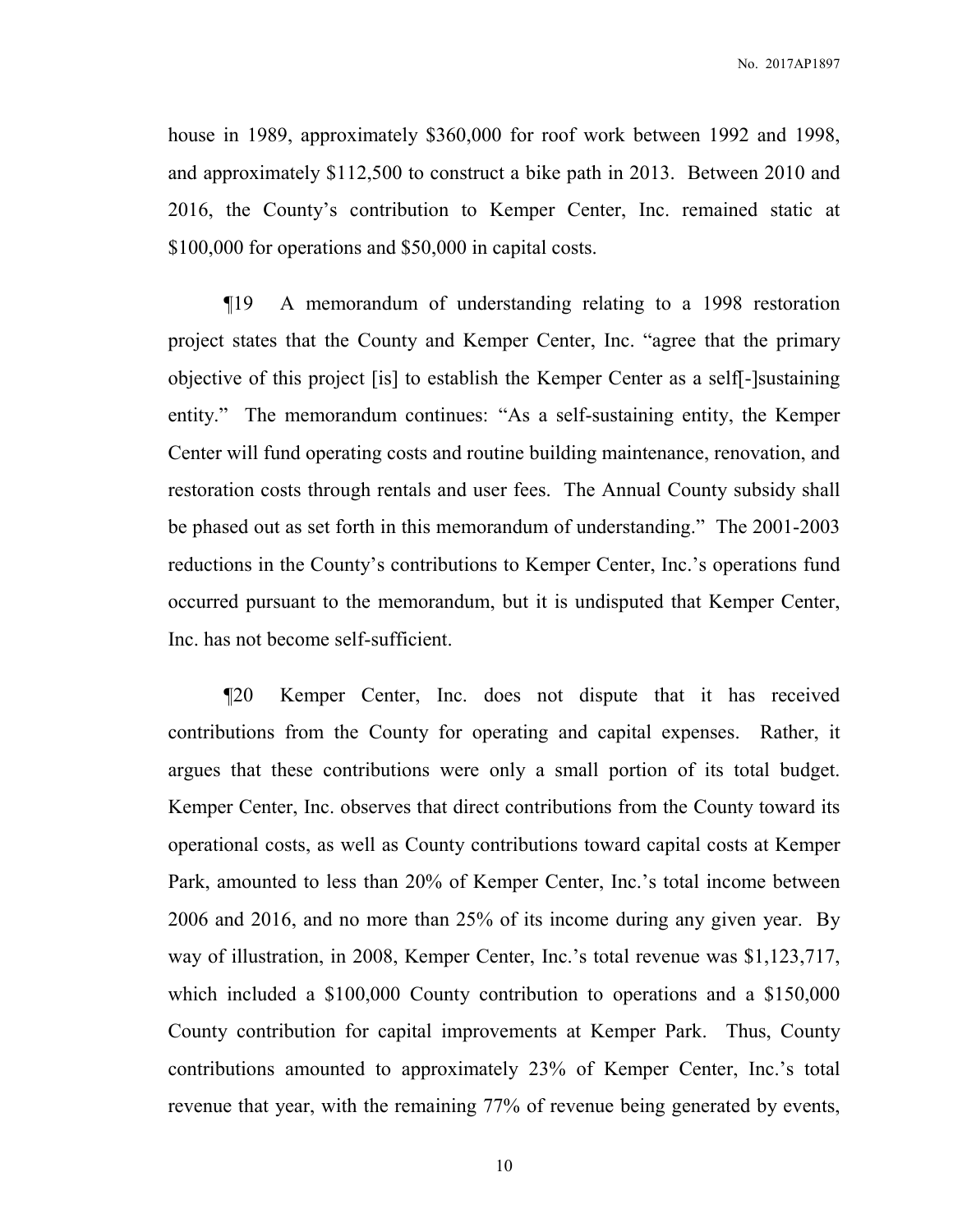house in 1989, approximately $360,000 for roof work between 1992 and 1998, and approximately $112,500 to construct a bike path in 2013. Between 2010 and 2016, the County's contribution to Kemper Center, Inc. remained static at $100,000 for operations and $50,000 in capital costs.

¶19 A memorandum of understanding relating to a 1998 restoration project states that the County and Kemper Center, Inc. "agree that the primary objective of this project [is] to establish the Kemper Center as a self[-]sustaining entity." The memorandum continues: "As a self-sustaining entity, the Kemper Center will fund operating costs and routine building maintenance, renovation, and restoration costs through rentals and user fees. The Annual County subsidy shall be phased out as set forth in this memorandum of understanding." The 2001-2003 reductions in the County's contributions to Kemper Center, Inc.'s operations fund occurred pursuant to the memorandum, but it is undisputed that Kemper Center, Inc. has not become self-sufficient.

¶20 Kemper Center, Inc. does not dispute that it has received contributions from the County for operating and capital expenses. Rather, it argues that these contributions were only a small portion of its total budget. Kemper Center, Inc. observes that direct contributions from the County toward its operational costs, as well as County contributions toward capital costs at Kemper Park, amounted to less than 20% of Kemper Center, Inc.'s total income between 2006 and 2016, and no more than 25% of its income during any given year. By way of illustration, in 2008, Kemper Center, Inc.'s total revenue was $1,123,717, which included a $100,000 County contribution to operations and a $150,000 County contribution for capital improvements at Kemper Park. Thus, County contributions amounted to approximately 23% of Kemper Center, Inc.'s total revenue that year, with the remaining 77% of revenue being generated by events,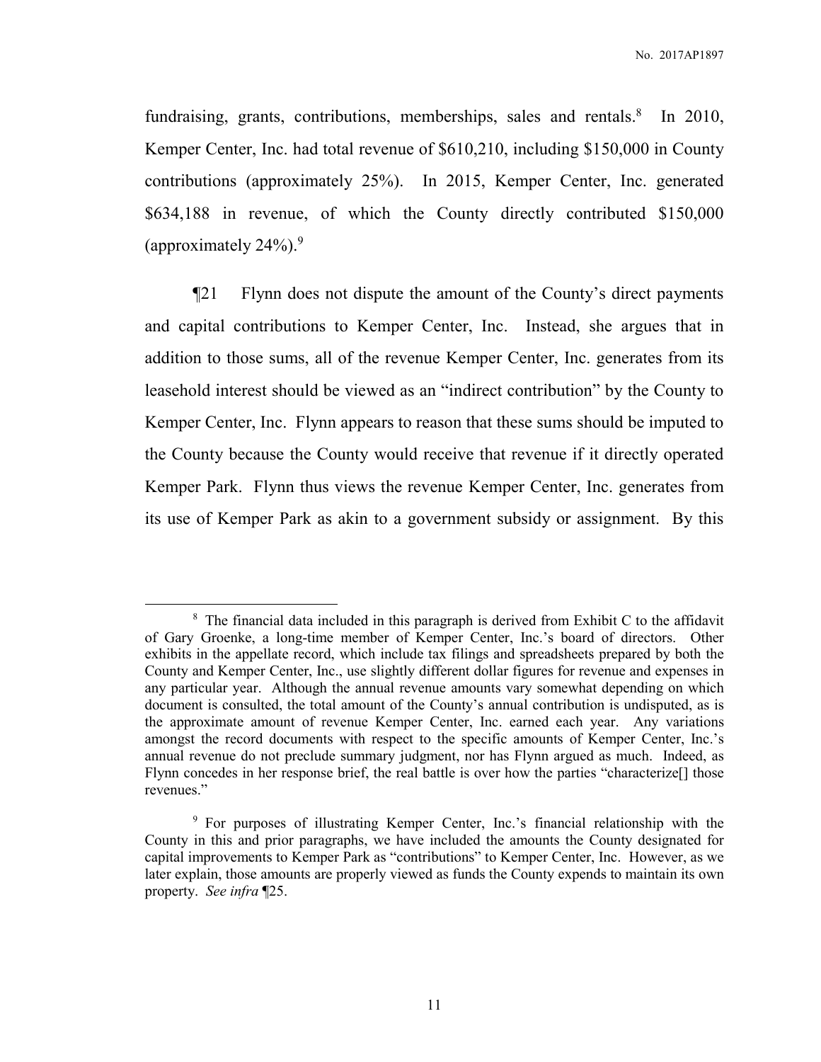fundraising, grants, contributions, memberships, sales and rentals.[8] In 2010, Kemper Center, Inc. had total revenue of $610,210, including $150,000 in County contributions (approximately 25%). In 2015, Kemper Center, Inc. generated $634,188 in revenue, of which the County directly contributed $150,000 (approximately 24%).[9]

¶21 Flynn does not dispute the amount of the County's direct payments and capital contributions to Kemper Center, Inc. Instead, she argues that in addition to those sums, all of the revenue Kemper Center, Inc. generates from its leasehold interest should be viewed as an "indirect contribution" by the County to Kemper Center, Inc. Flynn appears to reason that these sums should be imputed to the County because the County would receive that revenue if it directly operated Kemper Park. Flynn thus views the revenue Kemper Center, Inc. generates from its use of Kemper Park as akin to a government subsidy or assignment. By this

---

[8] The financial data included in this paragraph is derived from Exhibit C to the affidavit of Gary Groenke, a long-time member of Kemper Center, Inc.'s board of directors. Other exhibits in the appellate record, which include tax filings and spreadsheets prepared by both the County and Kemper Center, Inc., use slightly different dollar figures for revenue and expenses in any particular year. Although the annual revenue amounts vary somewhat depending on which document is consulted, the total amount of the County's annual contribution is undisputed, as is the approximate amount of revenue Kemper Center, Inc. earned each year. Any variations amongst the record documents with respect to the specific amounts of Kemper Center, Inc.'s annual revenue do not preclude summary judgment, nor has Flynn argued as much. Indeed, as Flynn concedes in her response brief, the real battle is over how the parties "characterize[] those revenues."

[9] For purposes of illustrating Kemper Center, Inc.'s financial relationship with the County in this and prior paragraphs, we have included the amounts the County designated for capital improvements to Kemper Park as "contributions" to Kemper Center, Inc. However, as we later explain, those amounts are properly viewed as funds the County expends to maintain its own property. *See infra* ¶25.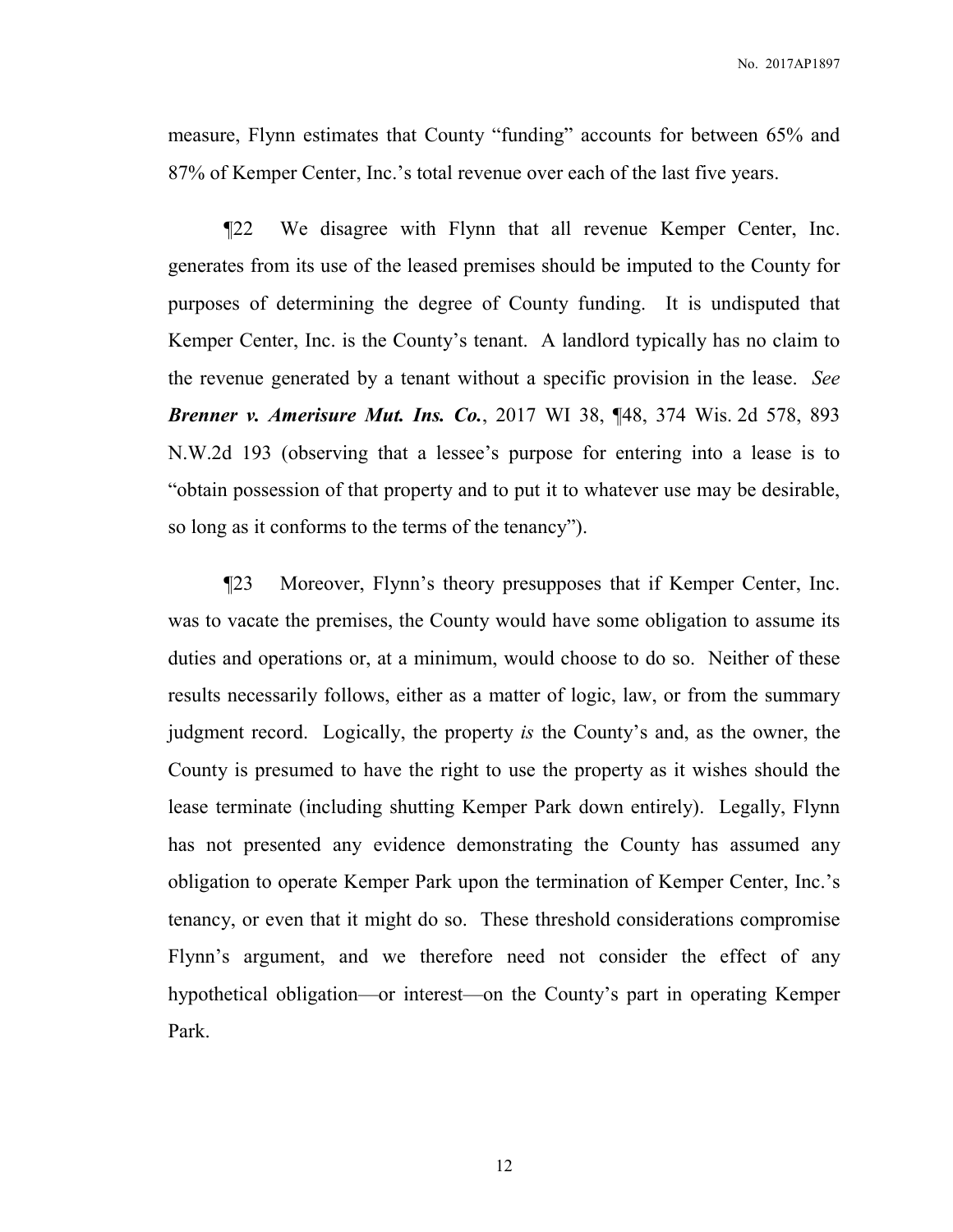measure, Flynn estimates that County "funding" accounts for between 65% and 87% of Kemper Center, Inc.'s total revenue over each of the last five years.

¶22 We disagree with Flynn that all revenue Kemper Center, Inc. generates from its use of the leased premises should be imputed to the County for purposes of determining the degree of County funding. It is undisputed that Kemper Center, Inc. is the County's tenant. A landlord typically has no claim to the revenue generated by a tenant without a specific provision in the lease. *See* ***Brenner v. Amerisure Mut. Ins. Co.***, 2017 WI 38, ¶48, 374 Wis. 2d 578, 893 N.W.2d 193 (observing that a lessee's purpose for entering into a lease is to "obtain possession of that property and to put it to whatever use may be desirable, so long as it conforms to the terms of the tenancy").

¶23 Moreover, Flynn's theory presupposes that if Kemper Center, Inc. was to vacate the premises, the County would have some obligation to assume its duties and operations or, at a minimum, would choose to do so. Neither of these results necessarily follows, either as a matter of logic, law, or from the summary judgment record. Logically, the property *is* the County's and, as the owner, the County is presumed to have the right to use the property as it wishes should the lease terminate (including shutting Kemper Park down entirely). Legally, Flynn has not presented any evidence demonstrating the County has assumed any obligation to operate Kemper Park upon the termination of Kemper Center, Inc.'s tenancy, or even that it might do so. These threshold considerations compromise Flynn's argument, and we therefore need not consider the effect of any hypothetical obligation—or interest—on the County's part in operating Kemper Park.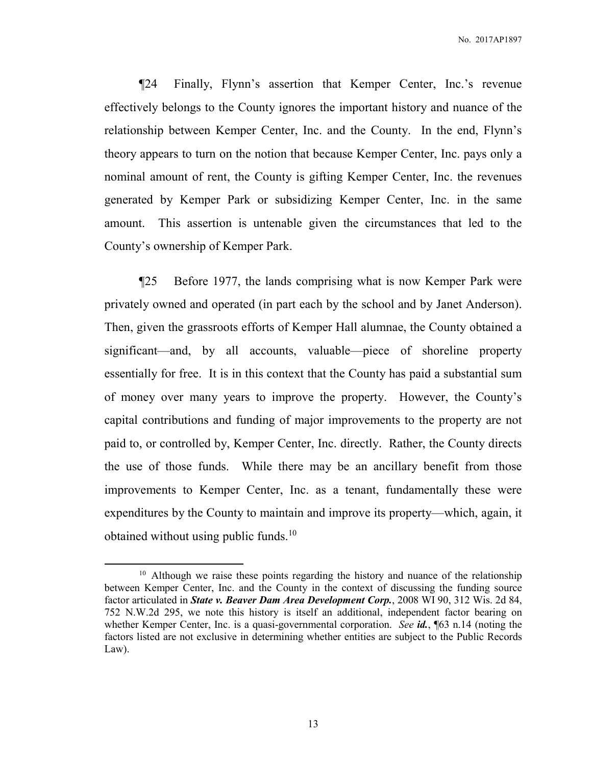¶24 Finally, Flynn's assertion that Kemper Center, Inc.'s revenue effectively belongs to the County ignores the important history and nuance of the relationship between Kemper Center, Inc. and the County. In the end, Flynn's theory appears to turn on the notion that because Kemper Center, Inc. pays only a nominal amount of rent, the County is gifting Kemper Center, Inc. the revenues generated by Kemper Park or subsidizing Kemper Center, Inc. in the same amount. This assertion is untenable given the circumstances that led to the County's ownership of Kemper Park.

¶25 Before 1977, the lands comprising what is now Kemper Park were privately owned and operated (in part each by the school and by Janet Anderson). Then, given the grassroots efforts of Kemper Hall alumnae, the County obtained a significant—and, by all accounts, valuable—piece of shoreline property essentially for free. It is in this context that the County has paid a substantial sum of money over many years to improve the property. However, the County's capital contributions and funding of major improvements to the property are not paid to, or controlled by, Kemper Center, Inc. directly. Rather, the County directs the use of those funds. While there may be an ancillary benefit from those improvements to Kemper Center, Inc. as a tenant, fundamentally these were expenditures by the County to maintain and improve its property—which, again, it obtained without using public funds.[10]

[10] Although we raise these points regarding the history and nuance of the relationship between Kemper Center, Inc. and the County in the context of discussing the funding source factor articulated in ***State v. Beaver Dam Area Development Corp.***, 2008 WI 90, 312 Wis. 2d 84, 752 N.W.2d 295, we note this history is itself an additional, independent factor bearing on whether Kemper Center, Inc. is a quasi-governmental corporation. *See* ***id.***, ¶63 n.14 (noting the factors listed are not exclusive in determining whether entities are subject to the Public Records Law).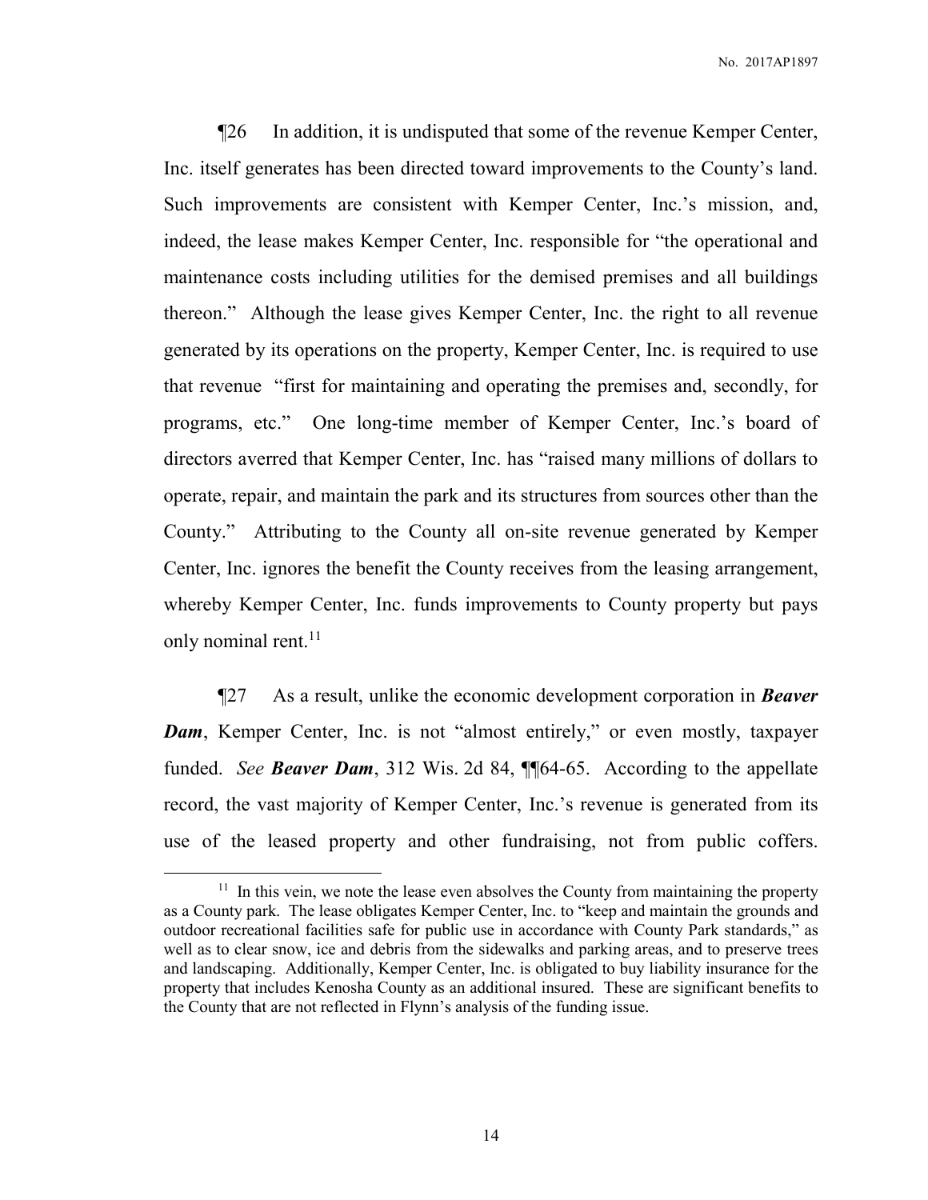¶26 In addition, it is undisputed that some of the revenue Kemper Center, Inc. itself generates has been directed toward improvements to the County's land. Such improvements are consistent with Kemper Center, Inc.'s mission, and, indeed, the lease makes Kemper Center, Inc. responsible for "the operational and maintenance costs including utilities for the demised premises and all buildings thereon." Although the lease gives Kemper Center, Inc. the right to all revenue generated by its operations on the property, Kemper Center, Inc. is required to use that revenue "first for maintaining and operating the premises and, secondly, for programs, etc." One long-time member of Kemper Center, Inc.'s board of directors averred that Kemper Center, Inc. has "raised many millions of dollars to operate, repair, and maintain the park and its structures from sources other than the County." Attributing to the County all on-site revenue generated by Kemper Center, Inc. ignores the benefit the County receives from the leasing arrangement, whereby Kemper Center, Inc. funds improvements to County property but pays only nominal rent.[11]

¶27 As a result, unlike the economic development corporation in ***Beaver Dam***, Kemper Center, Inc. is not "almost entirely," or even mostly, taxpayer funded. *See* ***Beaver Dam***, 312 Wis. 2d 84, ¶¶64-65. According to the appellate record, the vast majority of Kemper Center, Inc.'s revenue is generated from its use of the leased property and other fundraising, not from public coffers.

---

[11] In this vein, we note the lease even absolves the County from maintaining the property as a County park. The lease obligates Kemper Center, Inc. to "keep and maintain the grounds and outdoor recreational facilities safe for public use in accordance with County Park standards," as well as to clear snow, ice and debris from the sidewalks and parking areas, and to preserve trees and landscaping. Additionally, Kemper Center, Inc. is obligated to buy liability insurance for the property that includes Kenosha County as an additional insured. These are significant benefits to the County that are not reflected in Flynn's analysis of the funding issue.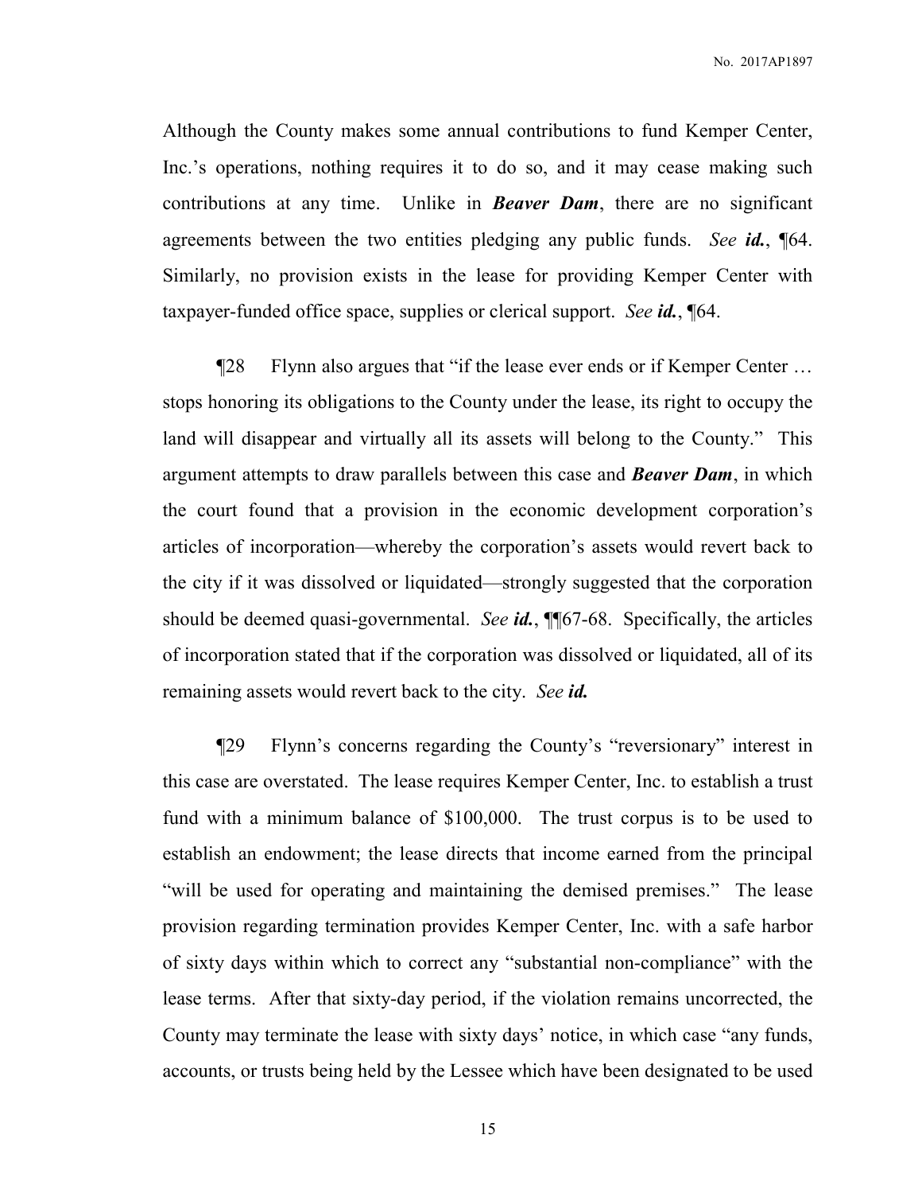Although the County makes some annual contributions to fund Kemper Center, Inc.'s operations, nothing requires it to do so, and it may cease making such contributions at any time. Unlike in ***Beaver Dam***, there are no significant agreements between the two entities pledging any public funds. *See **id.***, ¶64. Similarly, no provision exists in the lease for providing Kemper Center with taxpayer-funded office space, supplies or clerical support. *See **id.***, ¶64.

¶28 Flynn also argues that "if the lease ever ends or if Kemper Center … stops honoring its obligations to the County under the lease, its right to occupy the land will disappear and virtually all its assets will belong to the County." This argument attempts to draw parallels between this case and ***Beaver Dam***, in which the court found that a provision in the economic development corporation's articles of incorporation—whereby the corporation's assets would revert back to the city if it was dissolved or liquidated—strongly suggested that the corporation should be deemed quasi-governmental. *See **id.***, ¶¶67-68. Specifically, the articles of incorporation stated that if the corporation was dissolved or liquidated, all of its remaining assets would revert back to the city. *See **id.***

¶29 Flynn's concerns regarding the County's "reversionary" interest in this case are overstated. The lease requires Kemper Center, Inc. to establish a trust fund with a minimum balance of $100,000. The trust corpus is to be used to establish an endowment; the lease directs that income earned from the principal "will be used for operating and maintaining the demised premises." The lease provision regarding termination provides Kemper Center, Inc. with a safe harbor of sixty days within which to correct any "substantial non-compliance" with the lease terms. After that sixty-day period, if the violation remains uncorrected, the County may terminate the lease with sixty days' notice, in which case "any funds, accounts, or trusts being held by the Lessee which have been designated to be used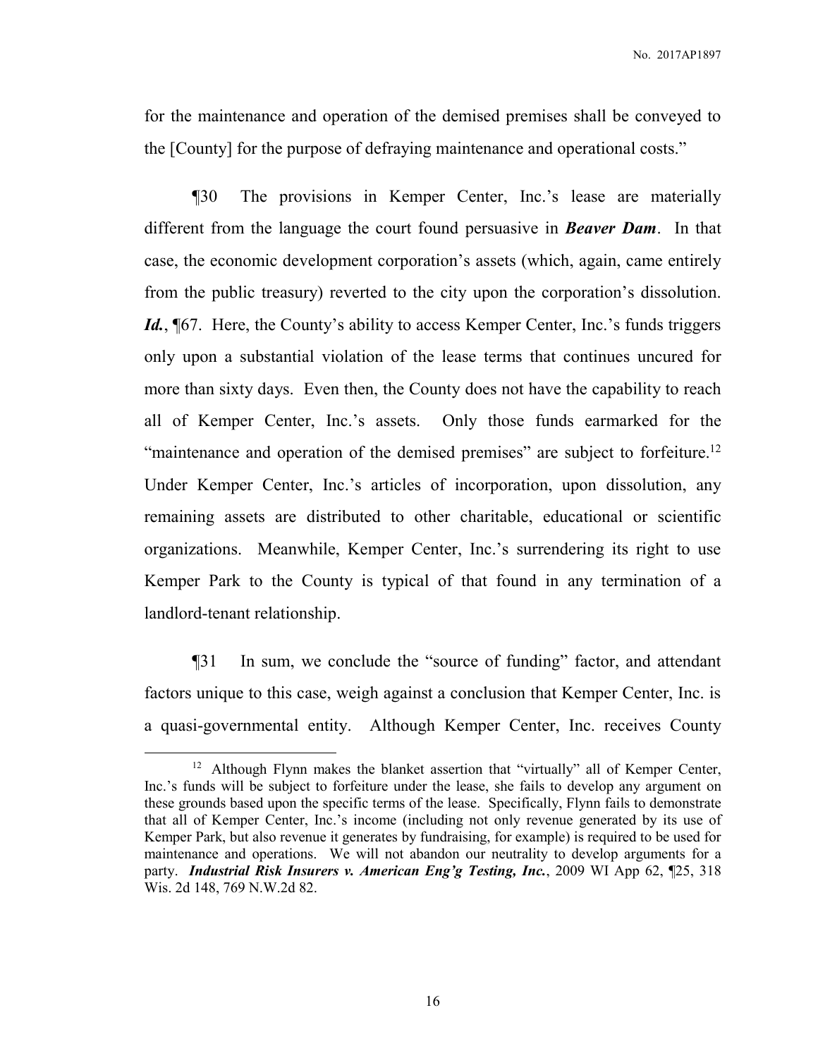for the maintenance and operation of the demised premises shall be conveyed to the [County] for the purpose of defraying maintenance and operational costs."

¶30 The provisions in Kemper Center, Inc.'s lease are materially different from the language the court found persuasive in ***Beaver Dam***. In that case, the economic development corporation's assets (which, again, came entirely from the public treasury) reverted to the city upon the corporation's dissolution. ***Id.***, ¶67. Here, the County's ability to access Kemper Center, Inc.'s funds triggers only upon a substantial violation of the lease terms that continues uncured for more than sixty days. Even then, the County does not have the capability to reach all of Kemper Center, Inc.'s assets. Only those funds earmarked for the "maintenance and operation of the demised premises" are subject to forfeiture.[12] Under Kemper Center, Inc.'s articles of incorporation, upon dissolution, any remaining assets are distributed to other charitable, educational or scientific organizations. Meanwhile, Kemper Center, Inc.'s surrendering its right to use Kemper Park to the County is typical of that found in any termination of a landlord-tenant relationship.

¶31 In sum, we conclude the "source of funding" factor, and attendant factors unique to this case, weigh against a conclusion that Kemper Center, Inc. is a quasi-governmental entity. Although Kemper Center, Inc. receives County

---

[12] Although Flynn makes the blanket assertion that "virtually" all of Kemper Center, Inc.'s funds will be subject to forfeiture under the lease, she fails to develop any argument on these grounds based upon the specific terms of the lease. Specifically, Flynn fails to demonstrate that all of Kemper Center, Inc.'s income (including not only revenue generated by its use of Kemper Park, but also revenue it generates by fundraising, for example) is required to be used for maintenance and operations. We will not abandon our neutrality to develop arguments for a party. ***Industrial Risk Insurers v. American Eng'g Testing, Inc.***, 2009 WI App 62, ¶25, 318 Wis. 2d 148, 769 N.W.2d 82.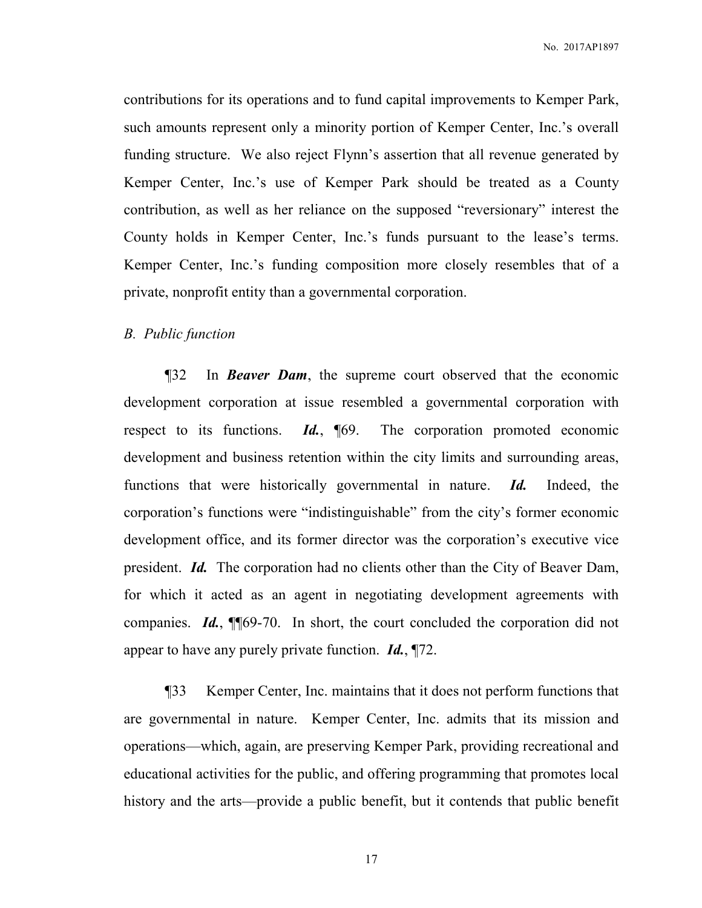contributions for its operations and to fund capital improvements to Kemper Park, such amounts represent only a minority portion of Kemper Center, Inc.'s overall funding structure. We also reject Flynn's assertion that all revenue generated by Kemper Center, Inc.'s use of Kemper Park should be treated as a County contribution, as well as her reliance on the supposed "reversionary" interest the County holds in Kemper Center, Inc.'s funds pursuant to the lease's terms. Kemper Center, Inc.'s funding composition more closely resembles that of a private, nonprofit entity than a governmental corporation.

*B. Public function*

¶32 In ***Beaver Dam***, the supreme court observed that the economic development corporation at issue resembled a governmental corporation with respect to its functions. ***Id.***, ¶69. The corporation promoted economic development and business retention within the city limits and surrounding areas, functions that were historically governmental in nature. ***Id.*** Indeed, the corporation's functions were "indistinguishable" from the city's former economic development office, and its former director was the corporation's executive vice president. ***Id.*** The corporation had no clients other than the City of Beaver Dam, for which it acted as an agent in negotiating development agreements with companies. ***Id.***, ¶¶69-70. In short, the court concluded the corporation did not appear to have any purely private function. ***Id.***, ¶72.

¶33 Kemper Center, Inc. maintains that it does not perform functions that are governmental in nature. Kemper Center, Inc. admits that its mission and operations—which, again, are preserving Kemper Park, providing recreational and educational activities for the public, and offering programming that promotes local history and the arts—provide a public benefit, but it contends that public benefit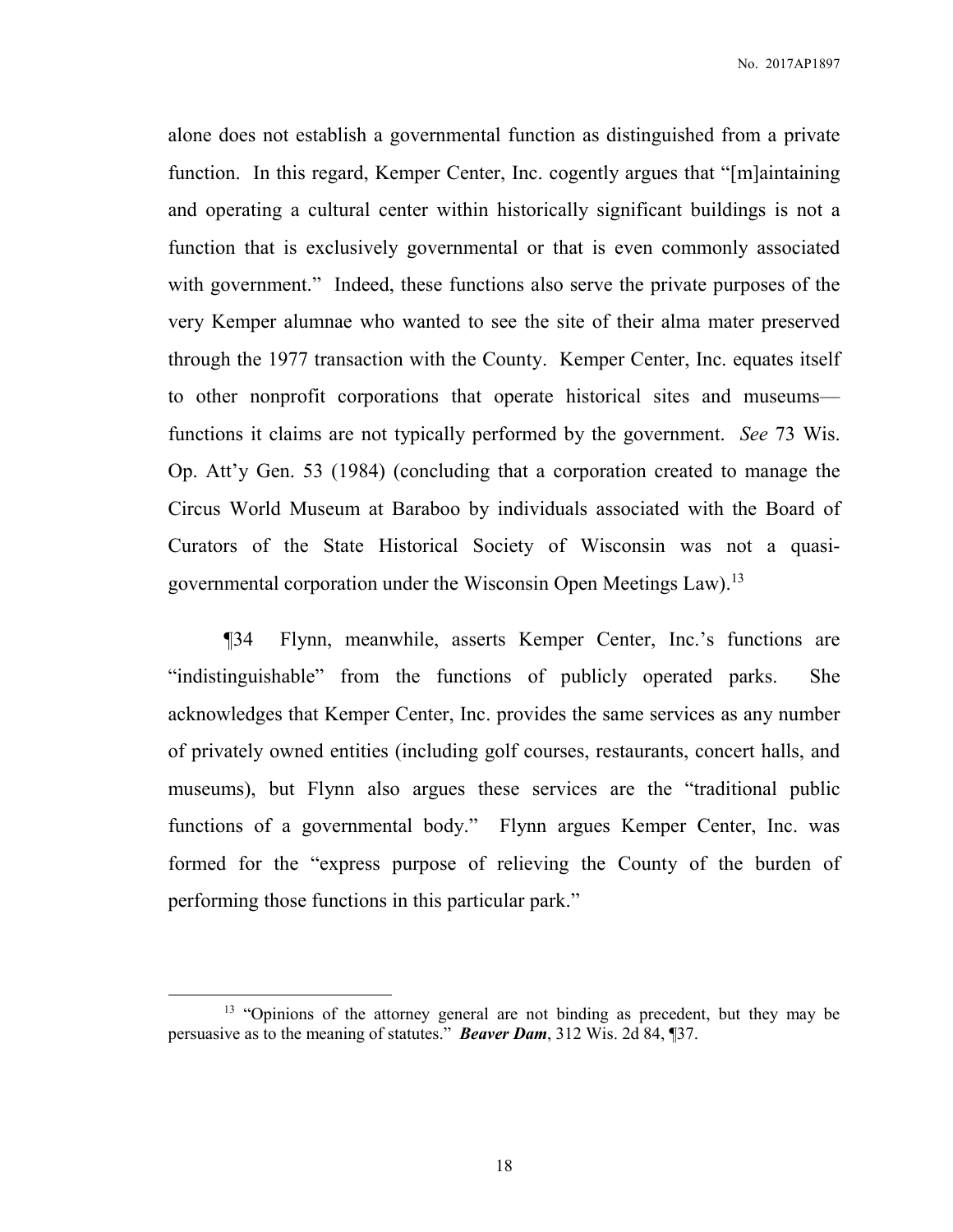alone does not establish a governmental function as distinguished from a private function. In this regard, Kemper Center, Inc. cogently argues that "[m]aintaining and operating a cultural center within historically significant buildings is not a function that is exclusively governmental or that is even commonly associated with government." Indeed, these functions also serve the private purposes of the very Kemper alumnae who wanted to see the site of their alma mater preserved through the 1977 transaction with the County. Kemper Center, Inc. equates itself to other nonprofit corporations that operate historical sites and museums—functions it claims are not typically performed by the government. *See* 73 Wis. Op. Att'y Gen. 53 (1984) (concluding that a corporation created to manage the Circus World Museum at Baraboo by individuals associated with the Board of Curators of the State Historical Society of Wisconsin was not a quasi-governmental corporation under the Wisconsin Open Meetings Law).[13]

¶34 Flynn, meanwhile, asserts Kemper Center, Inc.'s functions are "indistinguishable" from the functions of publicly operated parks. She acknowledges that Kemper Center, Inc. provides the same services as any number of privately owned entities (including golf courses, restaurants, concert halls, and museums), but Flynn also argues these services are the "traditional public functions of a governmental body." Flynn argues Kemper Center, Inc. was formed for the "express purpose of relieving the County of the burden of performing those functions in this particular park."

---

[13] "Opinions of the attorney general are not binding as precedent, but they may be persuasive as to the meaning of statutes." ***Beaver Dam***, 312 Wis. 2d 84, ¶37.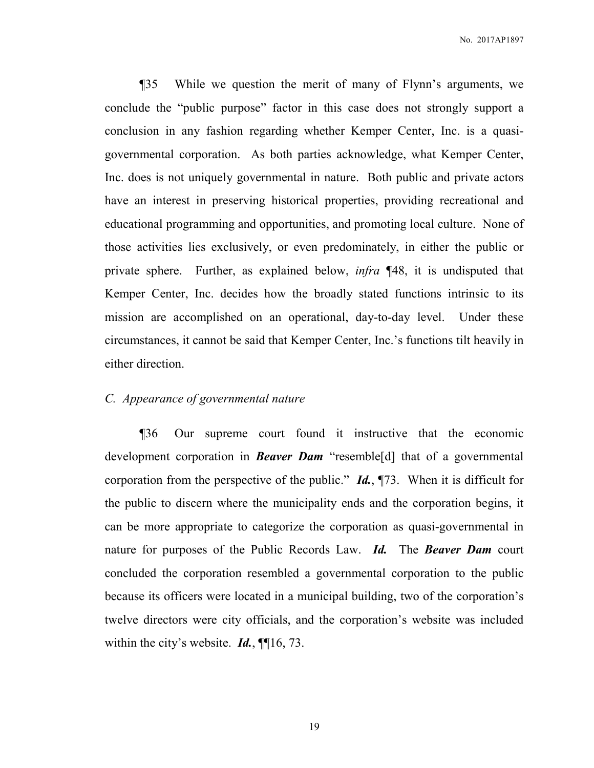¶35 While we question the merit of many of Flynn's arguments, we conclude the "public purpose" factor in this case does not strongly support a conclusion in any fashion regarding whether Kemper Center, Inc. is a quasi-governmental corporation. As both parties acknowledge, what Kemper Center, Inc. does is not uniquely governmental in nature. Both public and private actors have an interest in preserving historical properties, providing recreational and educational programming and opportunities, and promoting local culture. None of those activities lies exclusively, or even predominately, in either the public or private sphere. Further, as explained below, *infra* ¶48, it is undisputed that Kemper Center, Inc. decides how the broadly stated functions intrinsic to its mission are accomplished on an operational, day-to-day level. Under these circumstances, it cannot be said that Kemper Center, Inc.'s functions tilt heavily in either direction.

*C. Appearance of governmental nature*

¶36 Our supreme court found it instructive that the economic development corporation in ***Beaver Dam*** "resemble[d] that of a governmental corporation from the perspective of the public." ***Id.***, ¶73. When it is difficult for the public to discern where the municipality ends and the corporation begins, it can be more appropriate to categorize the corporation as quasi-governmental in nature for purposes of the Public Records Law. ***Id.*** The ***Beaver Dam*** court concluded the corporation resembled a governmental corporation to the public because its officers were located in a municipal building, two of the corporation's twelve directors were city officials, and the corporation's website was included within the city's website. ***Id.***, ¶¶16, 73.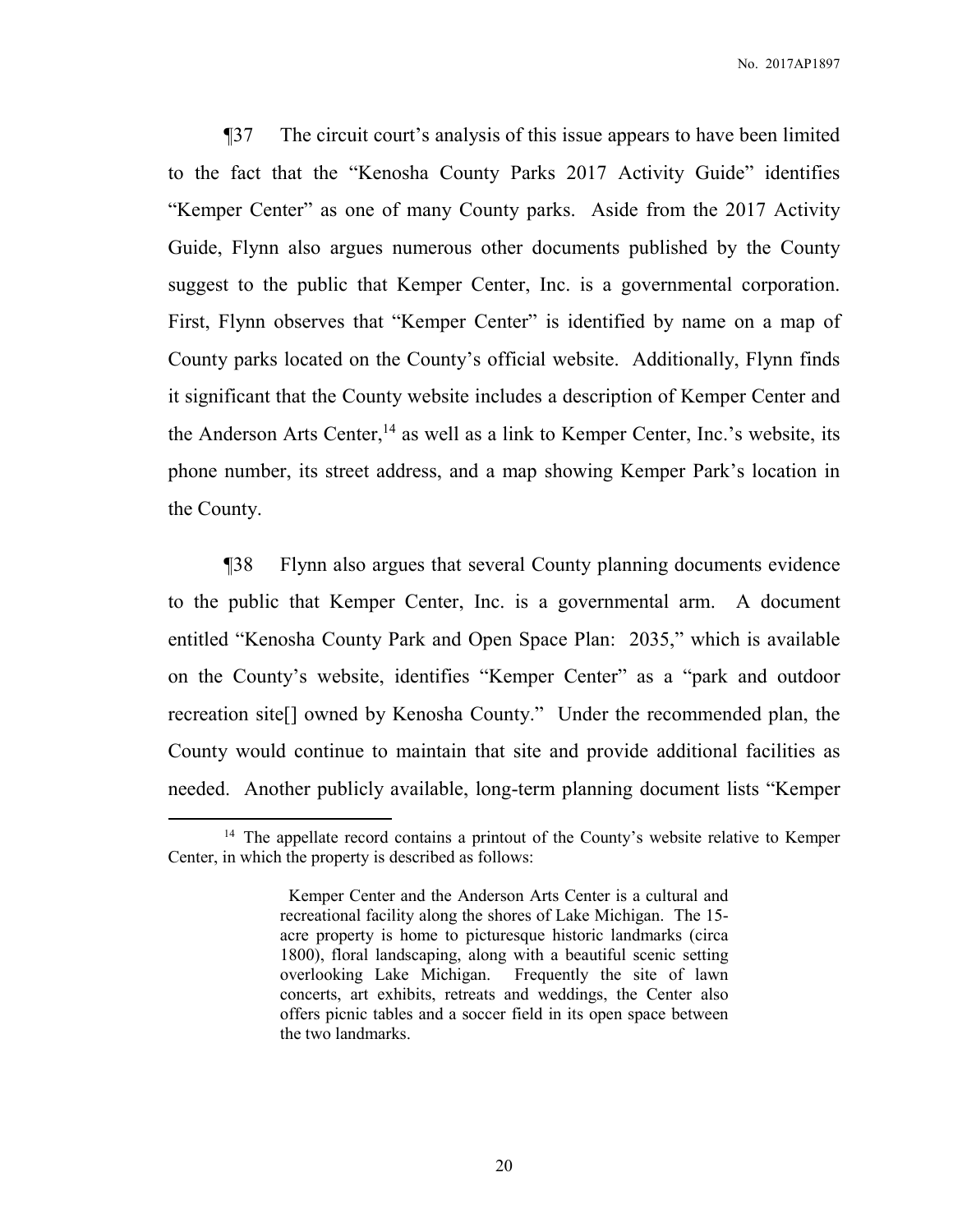¶37 The circuit court's analysis of this issue appears to have been limited to the fact that the "Kenosha County Parks 2017 Activity Guide" identifies "Kemper Center" as one of many County parks. Aside from the 2017 Activity Guide, Flynn also argues numerous other documents published by the County suggest to the public that Kemper Center, Inc. is a governmental corporation. First, Flynn observes that "Kemper Center" is identified by name on a map of County parks located on the County's official website. Additionally, Flynn finds it significant that the County website includes a description of Kemper Center and the Anderson Arts Center,[14] as well as a link to Kemper Center, Inc.'s website, its phone number, its street address, and a map showing Kemper Park's location in the County.

¶38 Flynn also argues that several County planning documents evidence to the public that Kemper Center, Inc. is a governmental arm. A document entitled "Kenosha County Park and Open Space Plan: 2035," which is available on the County's website, identifies "Kemper Center" as a "park and outdoor recreation site[] owned by Kenosha County." Under the recommended plan, the County would continue to maintain that site and provide additional facilities as needed. Another publicly available, long-term planning document lists "Kemper

---

[14] The appellate record contains a printout of the County's website relative to Kemper Center, in which the property is described as follows:

> Kemper Center and the Anderson Arts Center is a cultural and recreational facility along the shores of Lake Michigan. The 15-acre property is home to picturesque historic landmarks (circa 1800), floral landscaping, along with a beautiful scenic setting overlooking Lake Michigan. Frequently the site of lawn concerts, art exhibits, retreats and weddings, the Center also offers picnic tables and a soccer field in its open space between the two landmarks.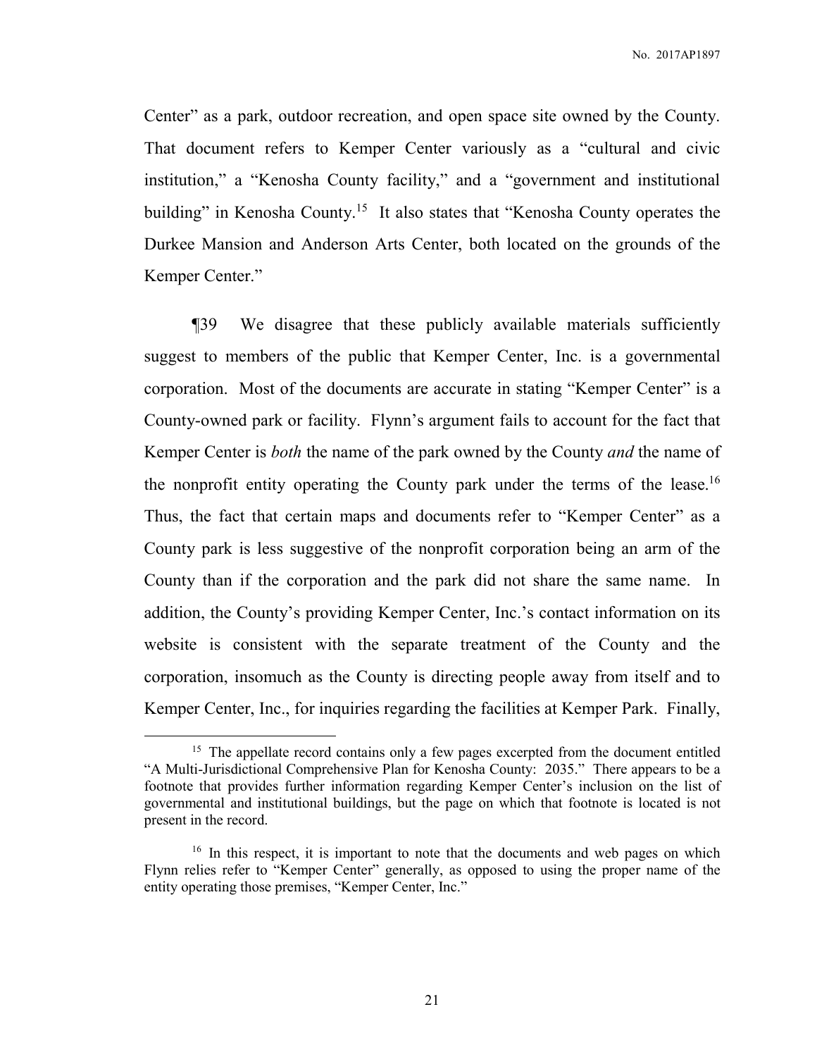Center" as a park, outdoor recreation, and open space site owned by the County. That document refers to Kemper Center variously as a "cultural and civic institution," a "Kenosha County facility," and a "government and institutional building" in Kenosha County.[15] It also states that "Kenosha County operates the Durkee Mansion and Anderson Arts Center, both located on the grounds of the Kemper Center."

¶39 We disagree that these publicly available materials sufficiently suggest to members of the public that Kemper Center, Inc. is a governmental corporation. Most of the documents are accurate in stating "Kemper Center" is a County-owned park or facility. Flynn's argument fails to account for the fact that Kemper Center is *both* the name of the park owned by the County *and* the name of the nonprofit entity operating the County park under the terms of the lease.[16] Thus, the fact that certain maps and documents refer to "Kemper Center" as a County park is less suggestive of the nonprofit corporation being an arm of the County than if the corporation and the park did not share the same name. In addition, the County's providing Kemper Center, Inc.'s contact information on its website is consistent with the separate treatment of the County and the corporation, insomuch as the County is directing people away from itself and to Kemper Center, Inc., for inquiries regarding the facilities at Kemper Park. Finally,

---

[15] The appellate record contains only a few pages excerpted from the document entitled "A Multi-Jurisdictional Comprehensive Plan for Kenosha County: 2035." There appears to be a footnote that provides further information regarding Kemper Center's inclusion on the list of governmental and institutional buildings, but the page on which that footnote is located is not present in the record.

[16] In this respect, it is important to note that the documents and web pages on which Flynn relies refer to "Kemper Center" generally, as opposed to using the proper name of the entity operating those premises, "Kemper Center, Inc."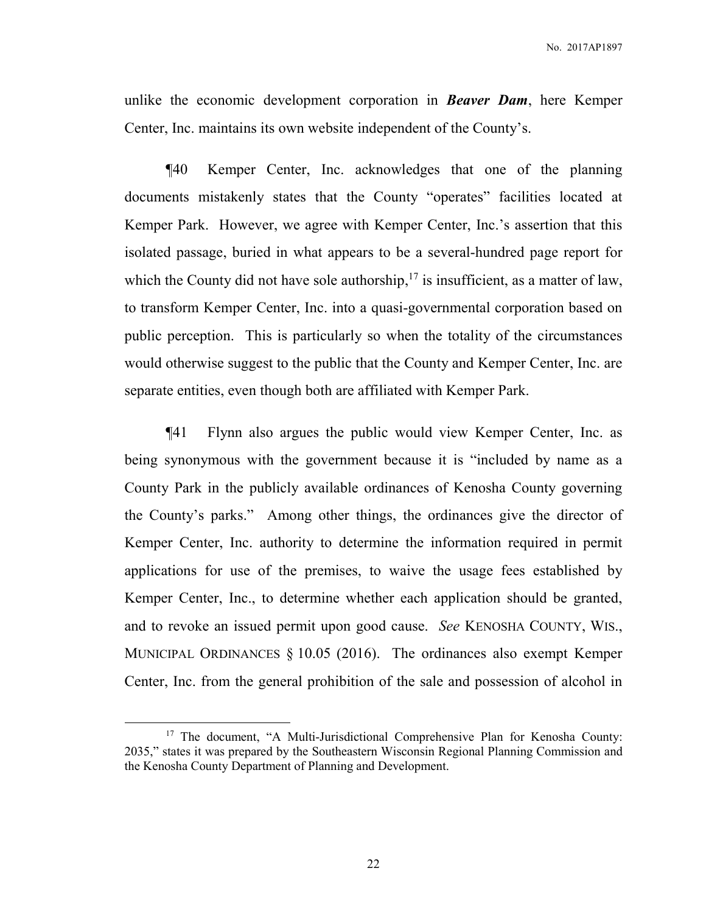unlike the economic development corporation in ***Beaver Dam***, here Kemper Center, Inc. maintains its own website independent of the County's.

¶40 Kemper Center, Inc. acknowledges that one of the planning documents mistakenly states that the County "operates" facilities located at Kemper Park. However, we agree with Kemper Center, Inc.'s assertion that this isolated passage, buried in what appears to be a several-hundred page report for which the County did not have sole authorship,[17] is insufficient, as a matter of law, to transform Kemper Center, Inc. into a quasi-governmental corporation based on public perception. This is particularly so when the totality of the circumstances would otherwise suggest to the public that the County and Kemper Center, Inc. are separate entities, even though both are affiliated with Kemper Park.

¶41 Flynn also argues the public would view Kemper Center, Inc. as being synonymous with the government because it is "included by name as a County Park in the publicly available ordinances of Kenosha County governing the County's parks." Among other things, the ordinances give the director of Kemper Center, Inc. authority to determine the information required in permit applications for use of the premises, to waive the usage fees established by Kemper Center, Inc., to determine whether each application should be granted, and to revoke an issued permit upon good cause. *See* KENOSHA COUNTY, WIS., MUNICIPAL ORDINANCES § 10.05 (2016). The ordinances also exempt Kemper Center, Inc. from the general prohibition of the sale and possession of alcohol in

---

[17] The document, "A Multi-Jurisdictional Comprehensive Plan for Kenosha County: 2035," states it was prepared by the Southeastern Wisconsin Regional Planning Commission and the Kenosha County Department of Planning and Development.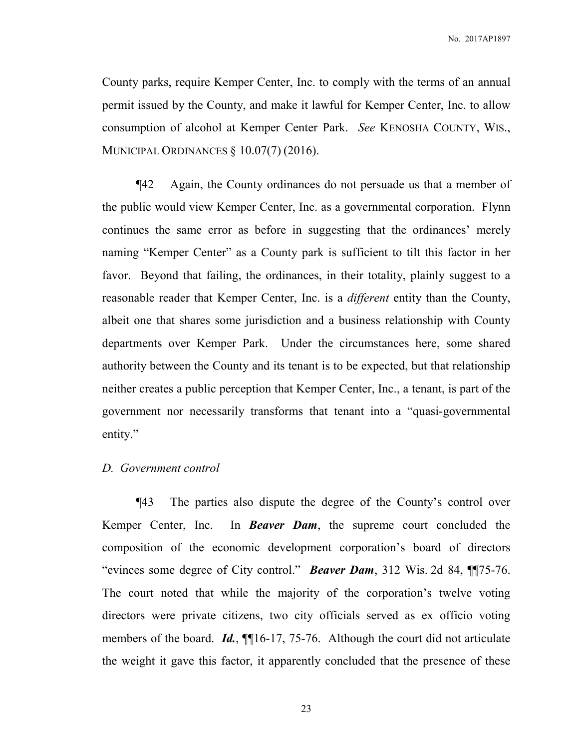County parks, require Kemper Center, Inc. to comply with the terms of an annual permit issued by the County, and make it lawful for Kemper Center, Inc. to allow consumption of alcohol at Kemper Center Park. *See* KENOSHA COUNTY, WIS., MUNICIPAL ORDINANCES § 10.07(7) (2016).

¶42 Again, the County ordinances do not persuade us that a member of the public would view Kemper Center, Inc. as a governmental corporation. Flynn continues the same error as before in suggesting that the ordinances' merely naming "Kemper Center" as a County park is sufficient to tilt this factor in her favor. Beyond that failing, the ordinances, in their totality, plainly suggest to a reasonable reader that Kemper Center, Inc. is a *different* entity than the County, albeit one that shares some jurisdiction and a business relationship with County departments over Kemper Park. Under the circumstances here, some shared authority between the County and its tenant is to be expected, but that relationship neither creates a public perception that Kemper Center, Inc., a tenant, is part of the government nor necessarily transforms that tenant into a "quasi-governmental entity."

*D. Government control*

¶43 The parties also dispute the degree of the County's control over Kemper Center, Inc. In ***Beaver Dam***, the supreme court concluded the composition of the economic development corporation's board of directors "evinces some degree of City control." ***Beaver Dam***, 312 Wis. 2d 84, ¶¶75-76. The court noted that while the majority of the corporation's twelve voting directors were private citizens, two city officials served as ex officio voting members of the board. ***Id.***, ¶¶16-17, 75-76. Although the court did not articulate the weight it gave this factor, it apparently concluded that the presence of these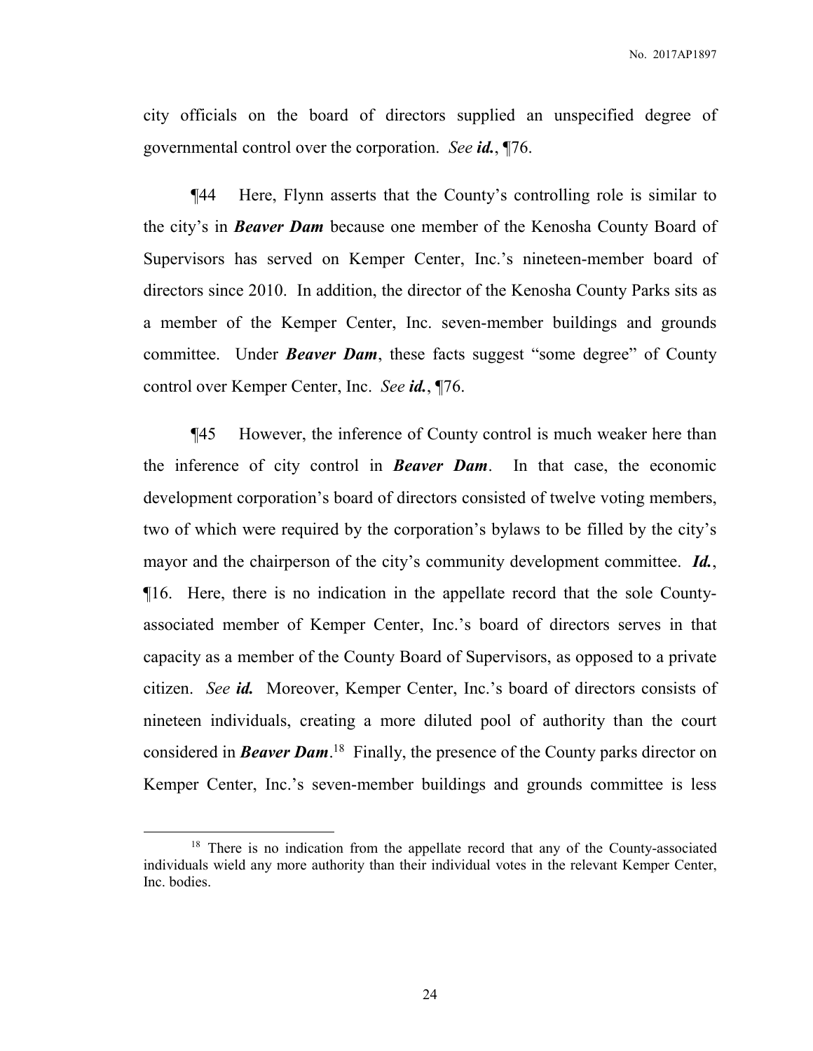city officials on the board of directors supplied an unspecified degree of governmental control over the corporation. *See* ***id.***, ¶76.

¶44 Here, Flynn asserts that the County's controlling role is similar to the city's in ***Beaver Dam*** because one member of the Kenosha County Board of Supervisors has served on Kemper Center, Inc.'s nineteen-member board of directors since 2010. In addition, the director of the Kenosha County Parks sits as a member of the Kemper Center, Inc. seven-member buildings and grounds committee. Under ***Beaver Dam***, these facts suggest "some degree" of County control over Kemper Center, Inc. *See* ***id.***, ¶76.

¶45 However, the inference of County control is much weaker here than the inference of city control in ***Beaver Dam***. In that case, the economic development corporation's board of directors consisted of twelve voting members, two of which were required by the corporation's bylaws to be filled by the city's mayor and the chairperson of the city's community development committee. ***Id.***, ¶16. Here, there is no indication in the appellate record that the sole County-associated member of Kemper Center, Inc.'s board of directors serves in that capacity as a member of the County Board of Supervisors, as opposed to a private citizen. *See* ***id.*** Moreover, Kemper Center, Inc.'s board of directors consists of nineteen individuals, creating a more diluted pool of authority than the court considered in ***Beaver Dam***.[18] Finally, the presence of the County parks director on Kemper Center, Inc.'s seven-member buildings and grounds committee is less

---

[18] There is no indication from the appellate record that any of the County-associated individuals wield any more authority than their individual votes in the relevant Kemper Center, Inc. bodies.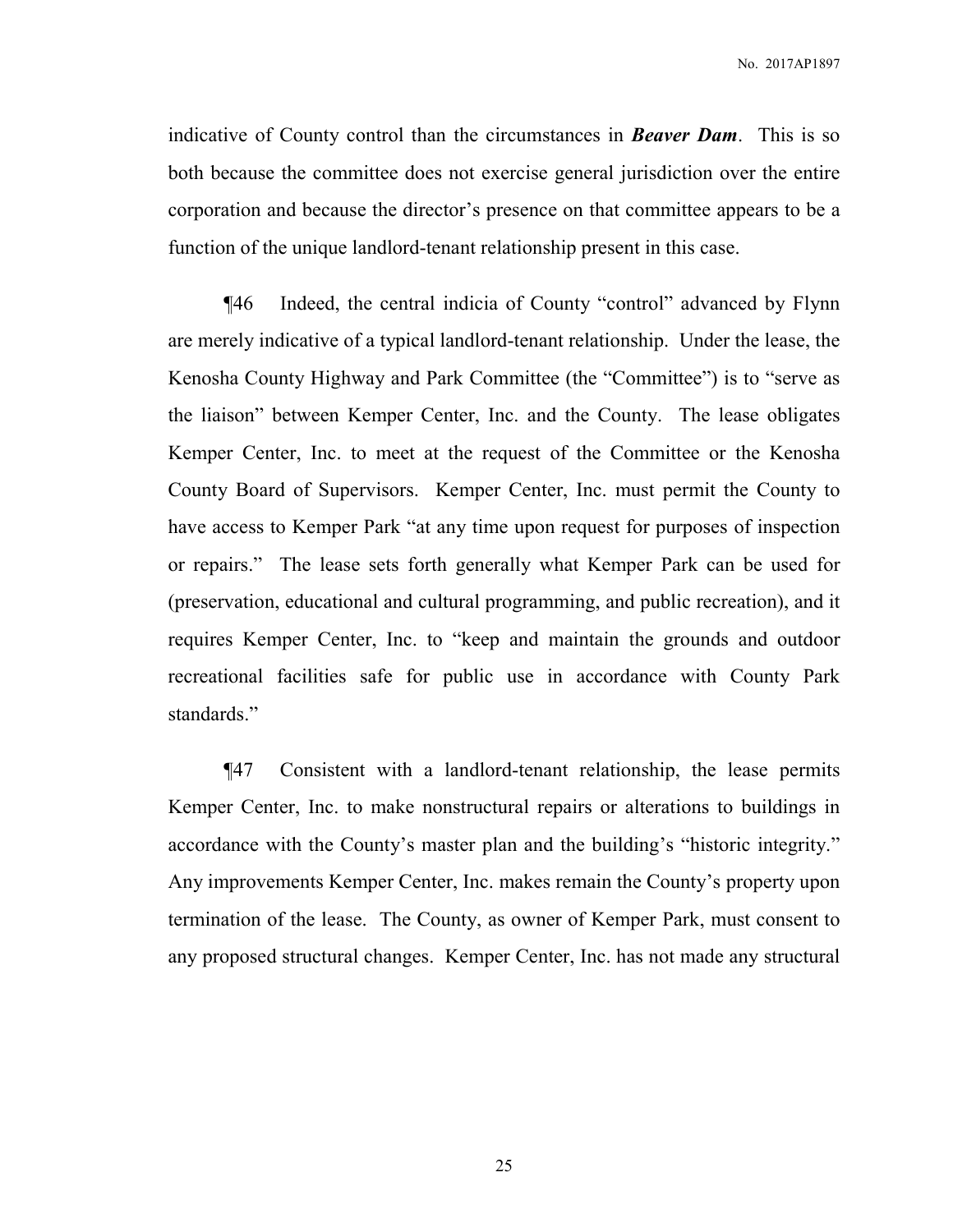indicative of County control than the circumstances in ***Beaver Dam***. This is so both because the committee does not exercise general jurisdiction over the entire corporation and because the director's presence on that committee appears to be a function of the unique landlord-tenant relationship present in this case.

¶46 Indeed, the central indicia of County "control" advanced by Flynn are merely indicative of a typical landlord-tenant relationship. Under the lease, the Kenosha County Highway and Park Committee (the "Committee") is to "serve as the liaison" between Kemper Center, Inc. and the County. The lease obligates Kemper Center, Inc. to meet at the request of the Committee or the Kenosha County Board of Supervisors. Kemper Center, Inc. must permit the County to have access to Kemper Park "at any time upon request for purposes of inspection or repairs." The lease sets forth generally what Kemper Park can be used for (preservation, educational and cultural programming, and public recreation), and it requires Kemper Center, Inc. to "keep and maintain the grounds and outdoor recreational facilities safe for public use in accordance with County Park standards."

¶47 Consistent with a landlord-tenant relationship, the lease permits Kemper Center, Inc. to make nonstructural repairs or alterations to buildings in accordance with the County's master plan and the building's "historic integrity." Any improvements Kemper Center, Inc. makes remain the County's property upon termination of the lease. The County, as owner of Kemper Park, must consent to any proposed structural changes. Kemper Center, Inc. has not made any structural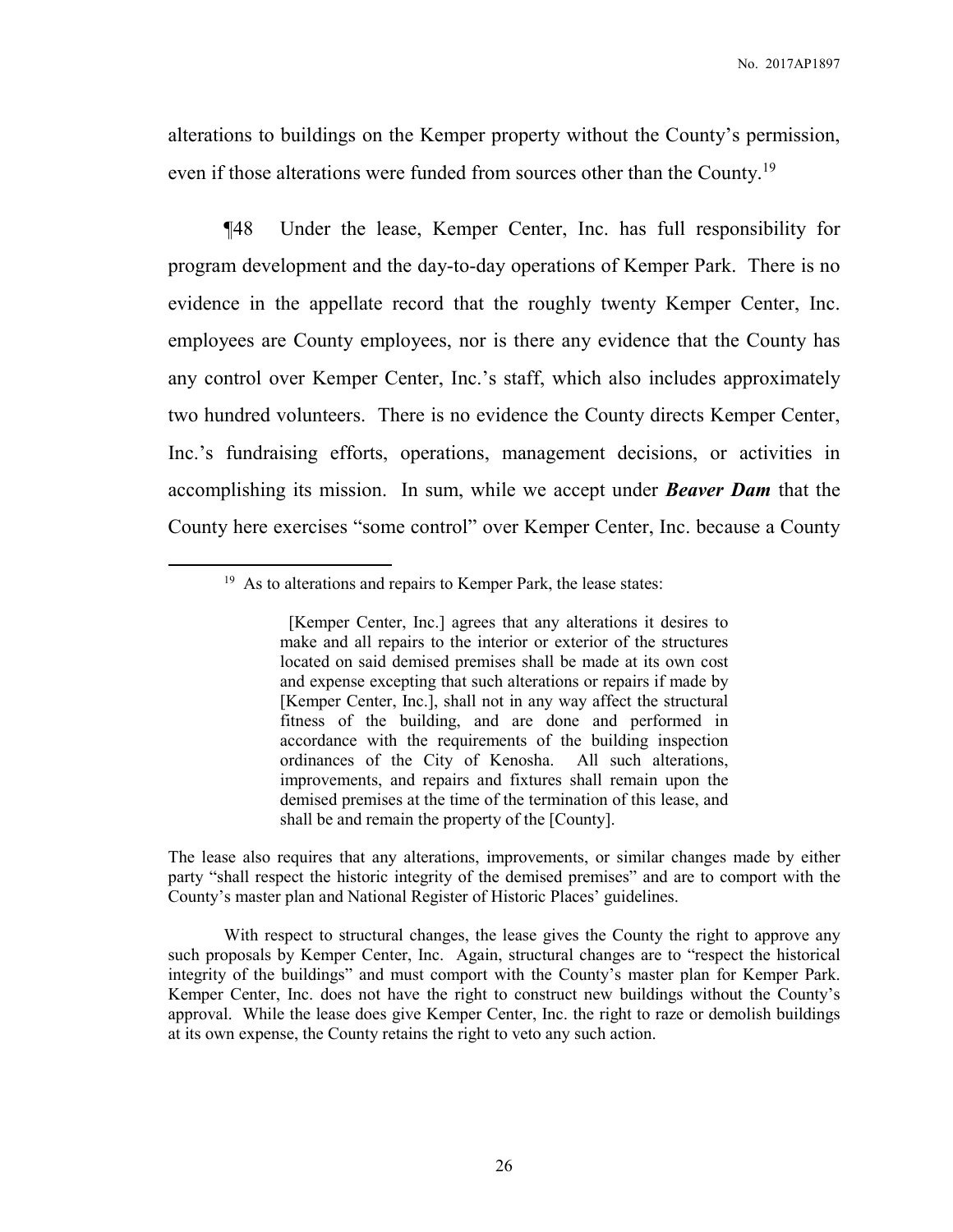alterations to buildings on the Kemper property without the County's permission, even if those alterations were funded from sources other than the County.[19]

¶48 Under the lease, Kemper Center, Inc. has full responsibility for program development and the day-to-day operations of Kemper Park. There is no evidence in the appellate record that the roughly twenty Kemper Center, Inc. employees are County employees, nor is there any evidence that the County has any control over Kemper Center, Inc.'s staff, which also includes approximately two hundred volunteers. There is no evidence the County directs Kemper Center, Inc.'s fundraising efforts, operations, management decisions, or activities in accomplishing its mission. In sum, while we accept under ***Beaver Dam*** that the County here exercises "some control" over Kemper Center, Inc. because a County

---

[19] As to alterations and repairs to Kemper Park, the lease states:

> [Kemper Center, Inc.] agrees that any alterations it desires to make and all repairs to the interior or exterior of the structures located on said demised premises shall be made at its own cost and expense excepting that such alterations or repairs if made by [Kemper Center, Inc.], shall not in any way affect the structural fitness of the building, and are done and performed in accordance with the requirements of the building inspection ordinances of the City of Kenosha. All such alterations, improvements, and repairs and fixtures shall remain upon the demised premises at the time of the termination of this lease, and shall be and remain the property of the [County].

The lease also requires that any alterations, improvements, or similar changes made by either party "shall respect the historic integrity of the demised premises" and are to comport with the County's master plan and National Register of Historic Places' guidelines.

With respect to structural changes, the lease gives the County the right to approve any such proposals by Kemper Center, Inc. Again, structural changes are to "respect the historical integrity of the buildings" and must comport with the County's master plan for Kemper Park. Kemper Center, Inc. does not have the right to construct new buildings without the County's approval. While the lease does give Kemper Center, Inc. the right to raze or demolish buildings at its own expense, the County retains the right to veto any such action.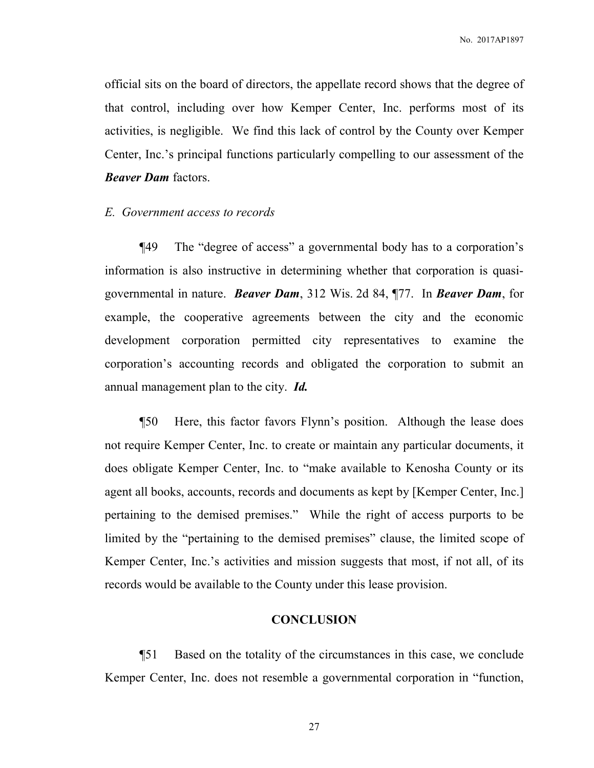official sits on the board of directors, the appellate record shows that the degree of that control, including over how Kemper Center, Inc. performs most of its activities, is negligible. We find this lack of control by the County over Kemper Center, Inc.'s principal functions particularly compelling to our assessment of the ***Beaver Dam*** factors.

*E. Government access to records*

¶49 The "degree of access" a governmental body has to a corporation's information is also instructive in determining whether that corporation is quasi-governmental in nature. ***Beaver Dam***, 312 Wis. 2d 84, ¶77. In ***Beaver Dam***, for example, the cooperative agreements between the city and the economic development corporation permitted city representatives to examine the corporation's accounting records and obligated the corporation to submit an annual management plan to the city. ***Id.***

¶50 Here, this factor favors Flynn's position. Although the lease does not require Kemper Center, Inc. to create or maintain any particular documents, it does obligate Kemper Center, Inc. to "make available to Kenosha County or its agent all books, accounts, records and documents as kept by [Kemper Center, Inc.] pertaining to the demised premises." While the right of access purports to be limited by the "pertaining to the demised premises" clause, the limited scope of Kemper Center, Inc.'s activities and mission suggests that most, if not all, of its records would be available to the County under this lease provision.

## CONCLUSION

¶51 Based on the totality of the circumstances in this case, we conclude Kemper Center, Inc. does not resemble a governmental corporation in "function,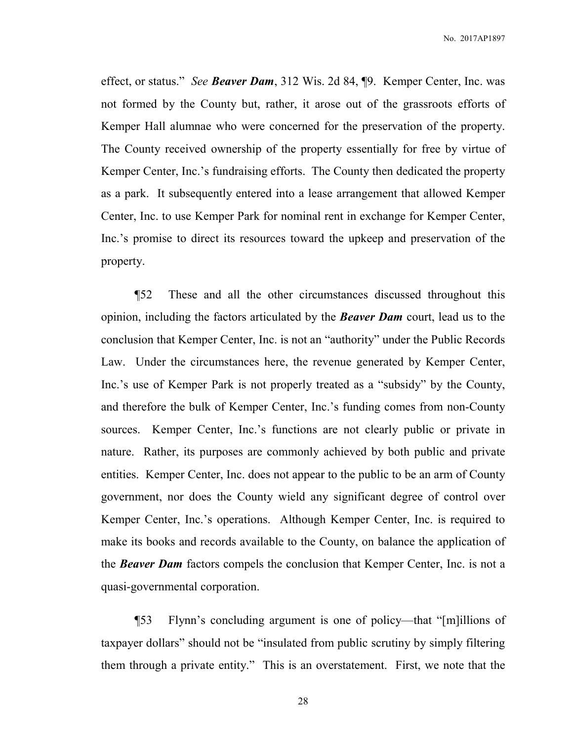effect, or status." *See* ***Beaver Dam***, 312 Wis. 2d 84, ¶9. Kemper Center, Inc. was not formed by the County but, rather, it arose out of the grassroots efforts of Kemper Hall alumnae who were concerned for the preservation of the property. The County received ownership of the property essentially for free by virtue of Kemper Center, Inc.'s fundraising efforts. The County then dedicated the property as a park. It subsequently entered into a lease arrangement that allowed Kemper Center, Inc. to use Kemper Park for nominal rent in exchange for Kemper Center, Inc.'s promise to direct its resources toward the upkeep and preservation of the property.

¶52 These and all the other circumstances discussed throughout this opinion, including the factors articulated by the ***Beaver Dam*** court, lead us to the conclusion that Kemper Center, Inc. is not an "authority" under the Public Records Law. Under the circumstances here, the revenue generated by Kemper Center, Inc.'s use of Kemper Park is not properly treated as a "subsidy" by the County, and therefore the bulk of Kemper Center, Inc.'s funding comes from non-County sources. Kemper Center, Inc.'s functions are not clearly public or private in nature. Rather, its purposes are commonly achieved by both public and private entities. Kemper Center, Inc. does not appear to the public to be an arm of County government, nor does the County wield any significant degree of control over Kemper Center, Inc.'s operations. Although Kemper Center, Inc. is required to make its books and records available to the County, on balance the application of the ***Beaver Dam*** factors compels the conclusion that Kemper Center, Inc. is not a quasi-governmental corporation.

¶53 Flynn's concluding argument is one of policy—that "[m]illions of taxpayer dollars" should not be "insulated from public scrutiny by simply filtering them through a private entity." This is an overstatement. First, we note that the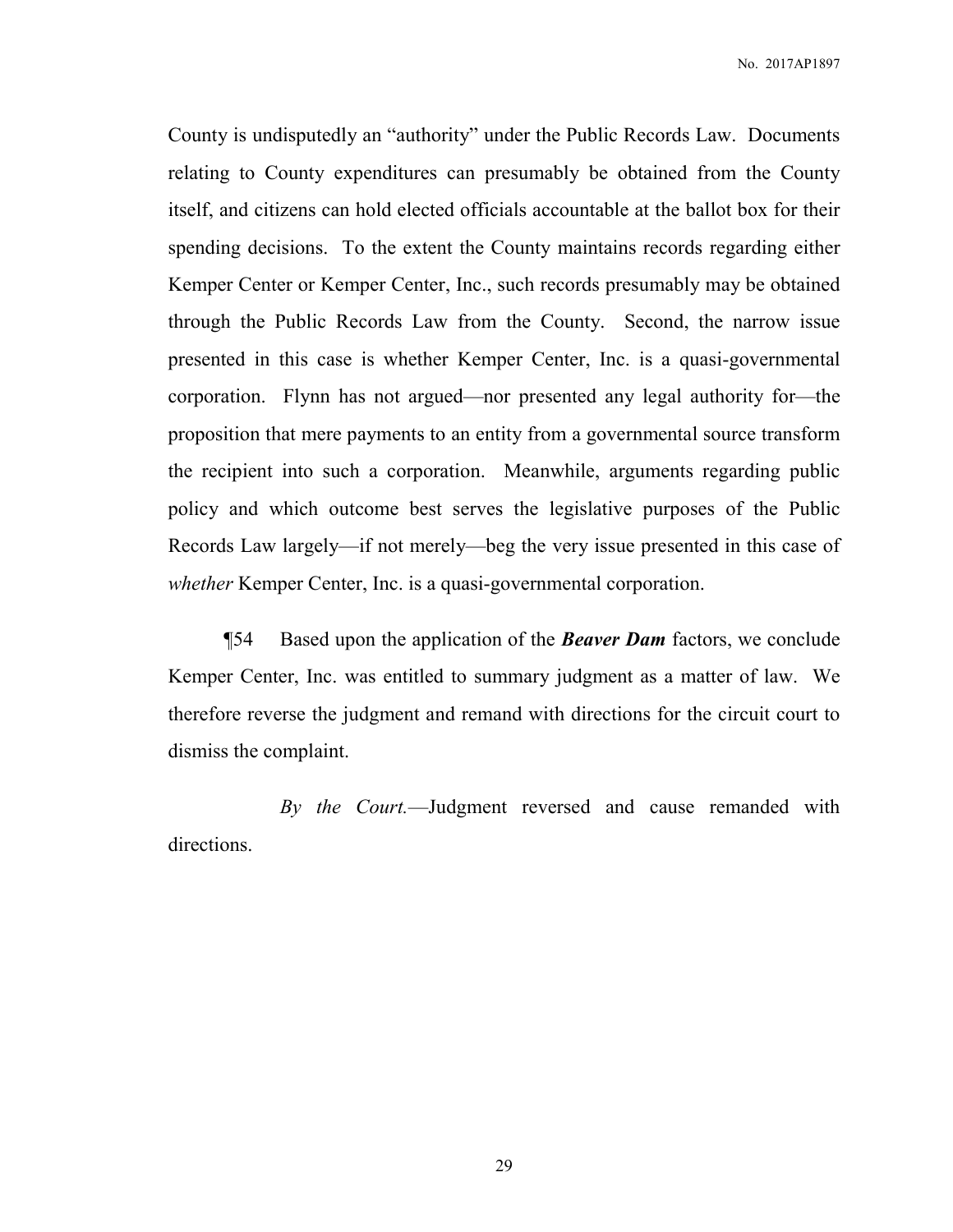County is undisputedly an "authority" under the Public Records Law. Documents relating to County expenditures can presumably be obtained from the County itself, and citizens can hold elected officials accountable at the ballot box for their spending decisions. To the extent the County maintains records regarding either Kemper Center or Kemper Center, Inc., such records presumably may be obtained through the Public Records Law from the County. Second, the narrow issue presented in this case is whether Kemper Center, Inc. is a quasi-governmental corporation. Flynn has not argued—nor presented any legal authority for—the proposition that mere payments to an entity from a governmental source transform the recipient into such a corporation. Meanwhile, arguments regarding public policy and which outcome best serves the legislative purposes of the Public Records Law largely—if not merely—beg the very issue presented in this case of *whether* Kemper Center, Inc. is a quasi-governmental corporation.

¶54 Based upon the application of the ***Beaver Dam*** factors, we conclude Kemper Center, Inc. was entitled to summary judgment as a matter of law. We therefore reverse the judgment and remand with directions for the circuit court to dismiss the complaint.

*By the Court.*—Judgment reversed and cause remanded with directions.